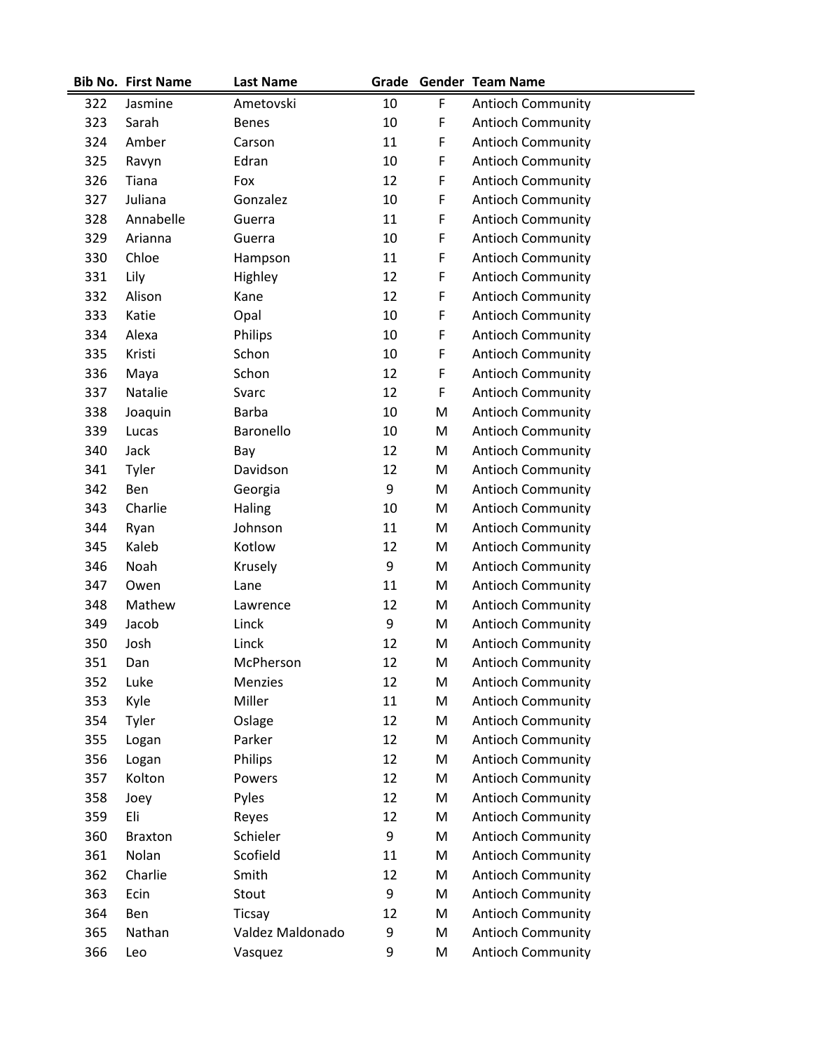| Bib No. | First Name | Last Name | Grade | Gender | Team Name |
|---|---|---|---|---|---|
| 322 | Jasmine | Ametovski | 10 | F | Antioch Community |
| 323 | Sarah | Benes | 10 | F | Antioch Community |
| 324 | Amber | Carson | 11 | F | Antioch Community |
| 325 | Ravyn | Edran | 10 | F | Antioch Community |
| 326 | Tiana | Fox | 12 | F | Antioch Community |
| 327 | Juliana | Gonzalez | 10 | F | Antioch Community |
| 328 | Annabelle | Guerra | 11 | F | Antioch Community |
| 329 | Arianna | Guerra | 10 | F | Antioch Community |
| 330 | Chloe | Hampson | 11 | F | Antioch Community |
| 331 | Lily | Highley | 12 | F | Antioch Community |
| 332 | Alison | Kane | 12 | F | Antioch Community |
| 333 | Katie | Opal | 10 | F | Antioch Community |
| 334 | Alexa | Philips | 10 | F | Antioch Community |
| 335 | Kristi | Schon | 10 | F | Antioch Community |
| 336 | Maya | Schon | 12 | F | Antioch Community |
| 337 | Natalie | Svarc | 12 | F | Antioch Community |
| 338 | Joaquin | Barba | 10 | M | Antioch Community |
| 339 | Lucas | Baronello | 10 | M | Antioch Community |
| 340 | Jack | Bay | 12 | M | Antioch Community |
| 341 | Tyler | Davidson | 12 | M | Antioch Community |
| 342 | Ben | Georgia | 9 | M | Antioch Community |
| 343 | Charlie | Haling | 10 | M | Antioch Community |
| 344 | Ryan | Johnson | 11 | M | Antioch Community |
| 345 | Kaleb | Kotlow | 12 | M | Antioch Community |
| 346 | Noah | Krusely | 9 | M | Antioch Community |
| 347 | Owen | Lane | 11 | M | Antioch Community |
| 348 | Mathew | Lawrence | 12 | M | Antioch Community |
| 349 | Jacob | Linck | 9 | M | Antioch Community |
| 350 | Josh | Linck | 12 | M | Antioch Community |
| 351 | Dan | McPherson | 12 | M | Antioch Community |
| 352 | Luke | Menzies | 12 | M | Antioch Community |
| 353 | Kyle | Miller | 11 | M | Antioch Community |
| 354 | Tyler | Oslage | 12 | M | Antioch Community |
| 355 | Logan | Parker | 12 | M | Antioch Community |
| 356 | Logan | Philips | 12 | M | Antioch Community |
| 357 | Kolton | Powers | 12 | M | Antioch Community |
| 358 | Joey | Pyles | 12 | M | Antioch Community |
| 359 | Eli | Reyes | 12 | M | Antioch Community |
| 360 | Braxton | Schieler | 9 | M | Antioch Community |
| 361 | Nolan | Scofield | 11 | M | Antioch Community |
| 362 | Charlie | Smith | 12 | M | Antioch Community |
| 363 | Ecin | Stout | 9 | M | Antioch Community |
| 364 | Ben | Ticsay | 12 | M | Antioch Community |
| 365 | Nathan | Valdez Maldonado | 9 | M | Antioch Community |
| 366 | Leo | Vasquez | 9 | M | Antioch Community |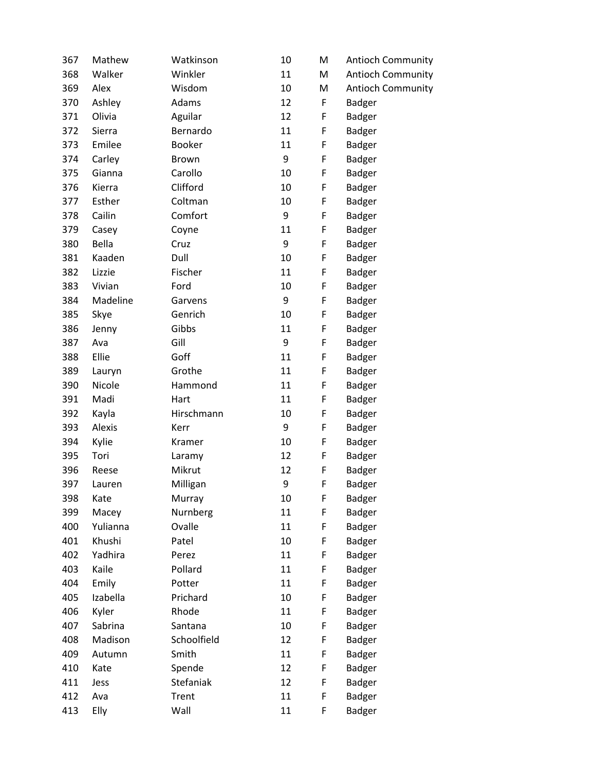| | | | | | |
|---|---|---|---|---|---|
| 367 | Mathew | Watkinson | 10 | M | Antioch Community |
| 368 | Walker | Winkler | 11 | M | Antioch Community |
| 369 | Alex | Wisdom | 10 | M | Antioch Community |
| 370 | Ashley | Adams | 12 | F | Badger |
| 371 | Olivia | Aguilar | 12 | F | Badger |
| 372 | Sierra | Bernardo | 11 | F | Badger |
| 373 | Emilee | Booker | 11 | F | Badger |
| 374 | Carley | Brown | 9 | F | Badger |
| 375 | Gianna | Carollo | 10 | F | Badger |
| 376 | Kierra | Clifford | 10 | F | Badger |
| 377 | Esther | Coltman | 10 | F | Badger |
| 378 | Cailin | Comfort | 9 | F | Badger |
| 379 | Casey | Coyne | 11 | F | Badger |
| 380 | Bella | Cruz | 9 | F | Badger |
| 381 | Kaaden | Dull | 10 | F | Badger |
| 382 | Lizzie | Fischer | 11 | F | Badger |
| 383 | Vivian | Ford | 10 | F | Badger |
| 384 | Madeline | Garvens | 9 | F | Badger |
| 385 | Skye | Genrich | 10 | F | Badger |
| 386 | Jenny | Gibbs | 11 | F | Badger |
| 387 | Ava | Gill | 9 | F | Badger |
| 388 | Ellie | Goff | 11 | F | Badger |
| 389 | Lauryn | Grothe | 11 | F | Badger |
| 390 | Nicole | Hammond | 11 | F | Badger |
| 391 | Madi | Hart | 11 | F | Badger |
| 392 | Kayla | Hirschmann | 10 | F | Badger |
| 393 | Alexis | Kerr | 9 | F | Badger |
| 394 | Kylie | Kramer | 10 | F | Badger |
| 395 | Tori | Laramy | 12 | F | Badger |
| 396 | Reese | Mikrut | 12 | F | Badger |
| 397 | Lauren | Milligan | 9 | F | Badger |
| 398 | Kate | Murray | 10 | F | Badger |
| 399 | Macey | Nurnberg | 11 | F | Badger |
| 400 | Yulianna | Ovalle | 11 | F | Badger |
| 401 | Khushi | Patel | 10 | F | Badger |
| 402 | Yadhira | Perez | 11 | F | Badger |
| 403 | Kaile | Pollard | 11 | F | Badger |
| 404 | Emily | Potter | 11 | F | Badger |
| 405 | Izabella | Prichard | 10 | F | Badger |
| 406 | Kyler | Rhode | 11 | F | Badger |
| 407 | Sabrina | Santana | 10 | F | Badger |
| 408 | Madison | Schoolfield | 12 | F | Badger |
| 409 | Autumn | Smith | 11 | F | Badger |
| 410 | Kate | Spende | 12 | F | Badger |
| 411 | Jess | Stefaniak | 12 | F | Badger |
| 412 | Ava | Trent | 11 | F | Badger |
| 413 | Elly | Wall | 11 | F | Badger |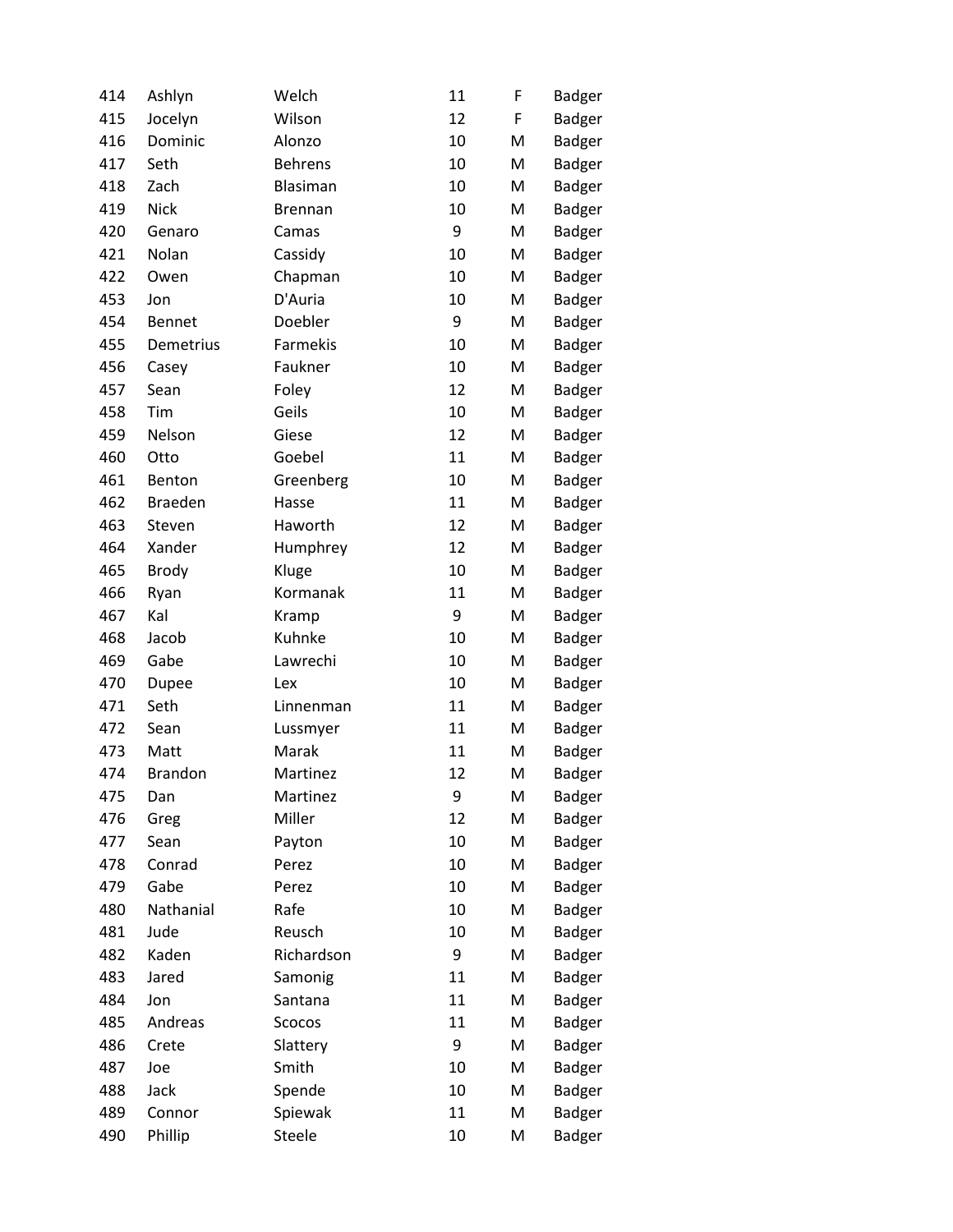| | | | | | |
|---|---|---|---|---|---|
| 414 | Ashlyn | Welch | 11 | F | Badger |
| 415 | Jocelyn | Wilson | 12 | F | Badger |
| 416 | Dominic | Alonzo | 10 | M | Badger |
| 417 | Seth | Behrens | 10 | M | Badger |
| 418 | Zach | Blasiman | 10 | M | Badger |
| 419 | Nick | Brennan | 10 | M | Badger |
| 420 | Genaro | Camas | 9 | M | Badger |
| 421 | Nolan | Cassidy | 10 | M | Badger |
| 422 | Owen | Chapman | 10 | M | Badger |
| 453 | Jon | D'Auria | 10 | M | Badger |
| 454 | Bennet | Doebler | 9 | M | Badger |
| 455 | Demetrius | Farmekis | 10 | M | Badger |
| 456 | Casey | Faukner | 10 | M | Badger |
| 457 | Sean | Foley | 12 | M | Badger |
| 458 | Tim | Geils | 10 | M | Badger |
| 459 | Nelson | Giese | 12 | M | Badger |
| 460 | Otto | Goebel | 11 | M | Badger |
| 461 | Benton | Greenberg | 10 | M | Badger |
| 462 | Braeden | Hasse | 11 | M | Badger |
| 463 | Steven | Haworth | 12 | M | Badger |
| 464 | Xander | Humphrey | 12 | M | Badger |
| 465 | Brody | Kluge | 10 | M | Badger |
| 466 | Ryan | Kormanak | 11 | M | Badger |
| 467 | Kal | Kramp | 9 | M | Badger |
| 468 | Jacob | Kuhnke | 10 | M | Badger |
| 469 | Gabe | Lawrechi | 10 | M | Badger |
| 470 | Dupee | Lex | 10 | M | Badger |
| 471 | Seth | Linnenman | 11 | M | Badger |
| 472 | Sean | Lussmyer | 11 | M | Badger |
| 473 | Matt | Marak | 11 | M | Badger |
| 474 | Brandon | Martinez | 12 | M | Badger |
| 475 | Dan | Martinez | 9 | M | Badger |
| 476 | Greg | Miller | 12 | M | Badger |
| 477 | Sean | Payton | 10 | M | Badger |
| 478 | Conrad | Perez | 10 | M | Badger |
| 479 | Gabe | Perez | 10 | M | Badger |
| 480 | Nathanial | Rafe | 10 | M | Badger |
| 481 | Jude | Reusch | 10 | M | Badger |
| 482 | Kaden | Richardson | 9 | M | Badger |
| 483 | Jared | Samonig | 11 | M | Badger |
| 484 | Jon | Santana | 11 | M | Badger |
| 485 | Andreas | Scocos | 11 | M | Badger |
| 486 | Crete | Slattery | 9 | M | Badger |
| 487 | Joe | Smith | 10 | M | Badger |
| 488 | Jack | Spende | 10 | M | Badger |
| 489 | Connor | Spiewak | 11 | M | Badger |
| 490 | Phillip | Steele | 10 | M | Badger |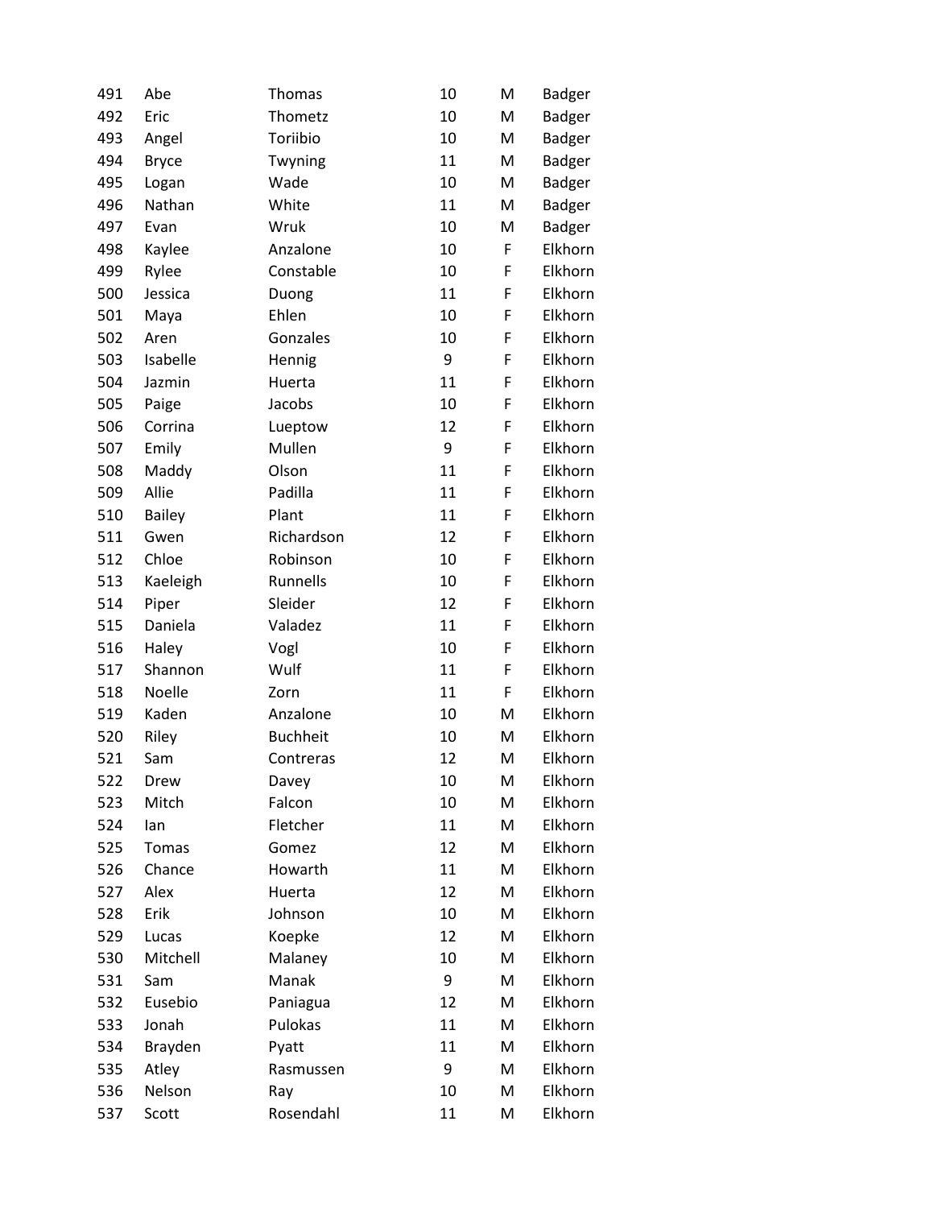| | | | | | |
|---|---|---|---|---|---|
| 491 | Abe | Thomas | 10 | M | Badger |
| 492 | Eric | Thometz | 10 | M | Badger |
| 493 | Angel | Toriibio | 10 | M | Badger |
| 494 | Bryce | Twyning | 11 | M | Badger |
| 495 | Logan | Wade | 10 | M | Badger |
| 496 | Nathan | White | 11 | M | Badger |
| 497 | Evan | Wruk | 10 | M | Badger |
| 498 | Kaylee | Anzalone | 10 | F | Elkhorn |
| 499 | Rylee | Constable | 10 | F | Elkhorn |
| 500 | Jessica | Duong | 11 | F | Elkhorn |
| 501 | Maya | Ehlen | 10 | F | Elkhorn |
| 502 | Aren | Gonzales | 10 | F | Elkhorn |
| 503 | Isabelle | Hennig | 9 | F | Elkhorn |
| 504 | Jazmin | Huerta | 11 | F | Elkhorn |
| 505 | Paige | Jacobs | 10 | F | Elkhorn |
| 506 | Corrina | Lueptow | 12 | F | Elkhorn |
| 507 | Emily | Mullen | 9 | F | Elkhorn |
| 508 | Maddy | Olson | 11 | F | Elkhorn |
| 509 | Allie | Padilla | 11 | F | Elkhorn |
| 510 | Bailey | Plant | 11 | F | Elkhorn |
| 511 | Gwen | Richardson | 12 | F | Elkhorn |
| 512 | Chloe | Robinson | 10 | F | Elkhorn |
| 513 | Kaeleigh | Runnells | 10 | F | Elkhorn |
| 514 | Piper | Sleider | 12 | F | Elkhorn |
| 515 | Daniela | Valadez | 11 | F | Elkhorn |
| 516 | Haley | Vogl | 10 | F | Elkhorn |
| 517 | Shannon | Wulf | 11 | F | Elkhorn |
| 518 | Noelle | Zorn | 11 | F | Elkhorn |
| 519 | Kaden | Anzalone | 10 | M | Elkhorn |
| 520 | Riley | Buchheit | 10 | M | Elkhorn |
| 521 | Sam | Contreras | 12 | M | Elkhorn |
| 522 | Drew | Davey | 10 | M | Elkhorn |
| 523 | Mitch | Falcon | 10 | M | Elkhorn |
| 524 | Ian | Fletcher | 11 | M | Elkhorn |
| 525 | Tomas | Gomez | 12 | M | Elkhorn |
| 526 | Chance | Howarth | 11 | M | Elkhorn |
| 527 | Alex | Huerta | 12 | M | Elkhorn |
| 528 | Erik | Johnson | 10 | M | Elkhorn |
| 529 | Lucas | Koepke | 12 | M | Elkhorn |
| 530 | Mitchell | Malaney | 10 | M | Elkhorn |
| 531 | Sam | Manak | 9 | M | Elkhorn |
| 532 | Eusebio | Paniagua | 12 | M | Elkhorn |
| 533 | Jonah | Pulokas | 11 | M | Elkhorn |
| 534 | Brayden | Pyatt | 11 | M | Elkhorn |
| 535 | Atley | Rasmussen | 9 | M | Elkhorn |
| 536 | Nelson | Ray | 10 | M | Elkhorn |
| 537 | Scott | Rosendahl | 11 | M | Elkhorn |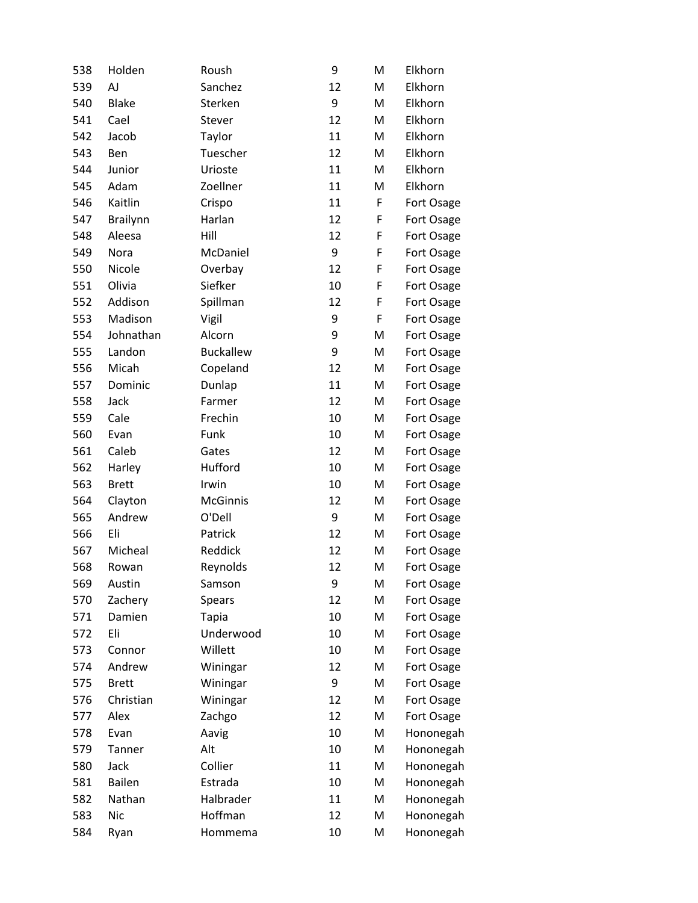| | | | | | |
|---|---|---|---|---|---|
| 538 | Holden | Roush | 9 | M | Elkhorn |
| 539 | AJ | Sanchez | 12 | M | Elkhorn |
| 540 | Blake | Sterken | 9 | M | Elkhorn |
| 541 | Cael | Stever | 12 | M | Elkhorn |
| 542 | Jacob | Taylor | 11 | M | Elkhorn |
| 543 | Ben | Tuescher | 12 | M | Elkhorn |
| 544 | Junior | Urioste | 11 | M | Elkhorn |
| 545 | Adam | Zoellner | 11 | M | Elkhorn |
| 546 | Kaitlin | Crispo | 11 | F | Fort Osage |
| 547 | Brailynn | Harlan | 12 | F | Fort Osage |
| 548 | Aleesa | Hill | 12 | F | Fort Osage |
| 549 | Nora | McDaniel | 9 | F | Fort Osage |
| 550 | Nicole | Overbay | 12 | F | Fort Osage |
| 551 | Olivia | Siefker | 10 | F | Fort Osage |
| 552 | Addison | Spillman | 12 | F | Fort Osage |
| 553 | Madison | Vigil | 9 | F | Fort Osage |
| 554 | Johnathan | Alcorn | 9 | M | Fort Osage |
| 555 | Landon | Buckallew | 9 | M | Fort Osage |
| 556 | Micah | Copeland | 12 | M | Fort Osage |
| 557 | Dominic | Dunlap | 11 | M | Fort Osage |
| 558 | Jack | Farmer | 12 | M | Fort Osage |
| 559 | Cale | Frechin | 10 | M | Fort Osage |
| 560 | Evan | Funk | 10 | M | Fort Osage |
| 561 | Caleb | Gates | 12 | M | Fort Osage |
| 562 | Harley | Hufford | 10 | M | Fort Osage |
| 563 | Brett | Irwin | 10 | M | Fort Osage |
| 564 | Clayton | McGinnis | 12 | M | Fort Osage |
| 565 | Andrew | O'Dell | 9 | M | Fort Osage |
| 566 | Eli | Patrick | 12 | M | Fort Osage |
| 567 | Micheal | Reddick | 12 | M | Fort Osage |
| 568 | Rowan | Reynolds | 12 | M | Fort Osage |
| 569 | Austin | Samson | 9 | M | Fort Osage |
| 570 | Zachery | Spears | 12 | M | Fort Osage |
| 571 | Damien | Tapia | 10 | M | Fort Osage |
| 572 | Eli | Underwood | 10 | M | Fort Osage |
| 573 | Connor | Willett | 10 | M | Fort Osage |
| 574 | Andrew | Winingar | 12 | M | Fort Osage |
| 575 | Brett | Winingar | 9 | M | Fort Osage |
| 576 | Christian | Winingar | 12 | M | Fort Osage |
| 577 | Alex | Zachgo | 12 | M | Fort Osage |
| 578 | Evan | Aavig | 10 | M | Hononegah |
| 579 | Tanner | Alt | 10 | M | Hononegah |
| 580 | Jack | Collier | 11 | M | Hononegah |
| 581 | Bailen | Estrada | 10 | M | Hononegah |
| 582 | Nathan | Halbrader | 11 | M | Hononegah |
| 583 | Nic | Hoffman | 12 | M | Hononegah |
| 584 | Ryan | Hommema | 10 | M | Hononegah |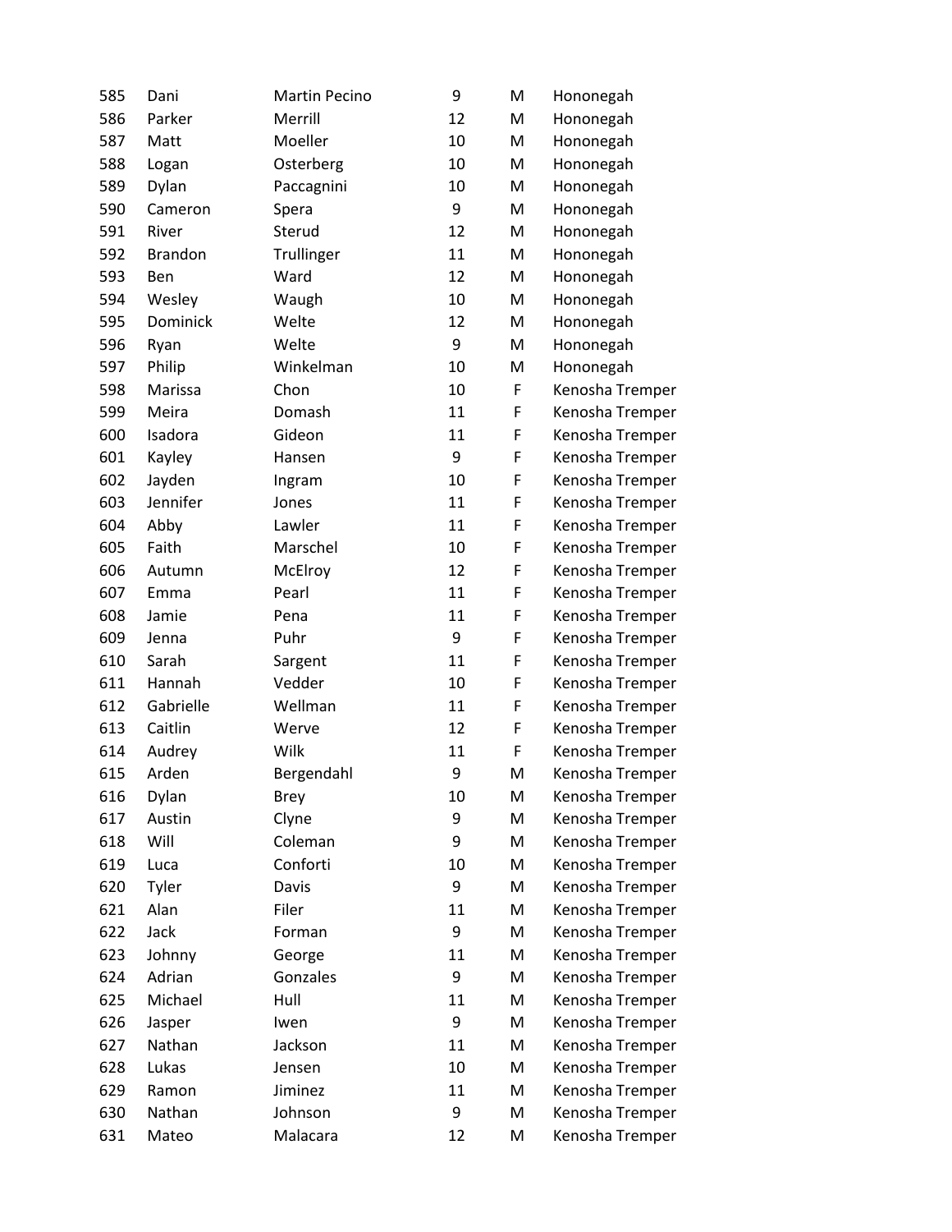| | | | | | |
|---|---|---|---|---|---|
| 585 | Dani | Martin Pecino | 9 | M | Hononegah |
| 586 | Parker | Merrill | 12 | M | Hononegah |
| 587 | Matt | Moeller | 10 | M | Hononegah |
| 588 | Logan | Osterberg | 10 | M | Hononegah |
| 589 | Dylan | Paccagnini | 10 | M | Hononegah |
| 590 | Cameron | Spera | 9 | M | Hononegah |
| 591 | River | Sterud | 12 | M | Hononegah |
| 592 | Brandon | Trullinger | 11 | M | Hononegah |
| 593 | Ben | Ward | 12 | M | Hononegah |
| 594 | Wesley | Waugh | 10 | M | Hononegah |
| 595 | Dominick | Welte | 12 | M | Hononegah |
| 596 | Ryan | Welte | 9 | M | Hononegah |
| 597 | Philip | Winkelman | 10 | M | Hononegah |
| 598 | Marissa | Chon | 10 | F | Kenosha Tremper |
| 599 | Meira | Domash | 11 | F | Kenosha Tremper |
| 600 | Isadora | Gideon | 11 | F | Kenosha Tremper |
| 601 | Kayley | Hansen | 9 | F | Kenosha Tremper |
| 602 | Jayden | Ingram | 10 | F | Kenosha Tremper |
| 603 | Jennifer | Jones | 11 | F | Kenosha Tremper |
| 604 | Abby | Lawler | 11 | F | Kenosha Tremper |
| 605 | Faith | Marschel | 10 | F | Kenosha Tremper |
| 606 | Autumn | McElroy | 12 | F | Kenosha Tremper |
| 607 | Emma | Pearl | 11 | F | Kenosha Tremper |
| 608 | Jamie | Pena | 11 | F | Kenosha Tremper |
| 609 | Jenna | Puhr | 9 | F | Kenosha Tremper |
| 610 | Sarah | Sargent | 11 | F | Kenosha Tremper |
| 611 | Hannah | Vedder | 10 | F | Kenosha Tremper |
| 612 | Gabrielle | Wellman | 11 | F | Kenosha Tremper |
| 613 | Caitlin | Werve | 12 | F | Kenosha Tremper |
| 614 | Audrey | Wilk | 11 | F | Kenosha Tremper |
| 615 | Arden | Bergendahl | 9 | M | Kenosha Tremper |
| 616 | Dylan | Brey | 10 | M | Kenosha Tremper |
| 617 | Austin | Clyne | 9 | M | Kenosha Tremper |
| 618 | Will | Coleman | 9 | M | Kenosha Tremper |
| 619 | Luca | Conforti | 10 | M | Kenosha Tremper |
| 620 | Tyler | Davis | 9 | M | Kenosha Tremper |
| 621 | Alan | Filer | 11 | M | Kenosha Tremper |
| 622 | Jack | Forman | 9 | M | Kenosha Tremper |
| 623 | Johnny | George | 11 | M | Kenosha Tremper |
| 624 | Adrian | Gonzales | 9 | M | Kenosha Tremper |
| 625 | Michael | Hull | 11 | M | Kenosha Tremper |
| 626 | Jasper | Iwen | 9 | M | Kenosha Tremper |
| 627 | Nathan | Jackson | 11 | M | Kenosha Tremper |
| 628 | Lukas | Jensen | 10 | M | Kenosha Tremper |
| 629 | Ramon | Jiminez | 11 | M | Kenosha Tremper |
| 630 | Nathan | Johnson | 9 | M | Kenosha Tremper |
| 631 | Mateo | Malacara | 12 | M | Kenosha Tremper |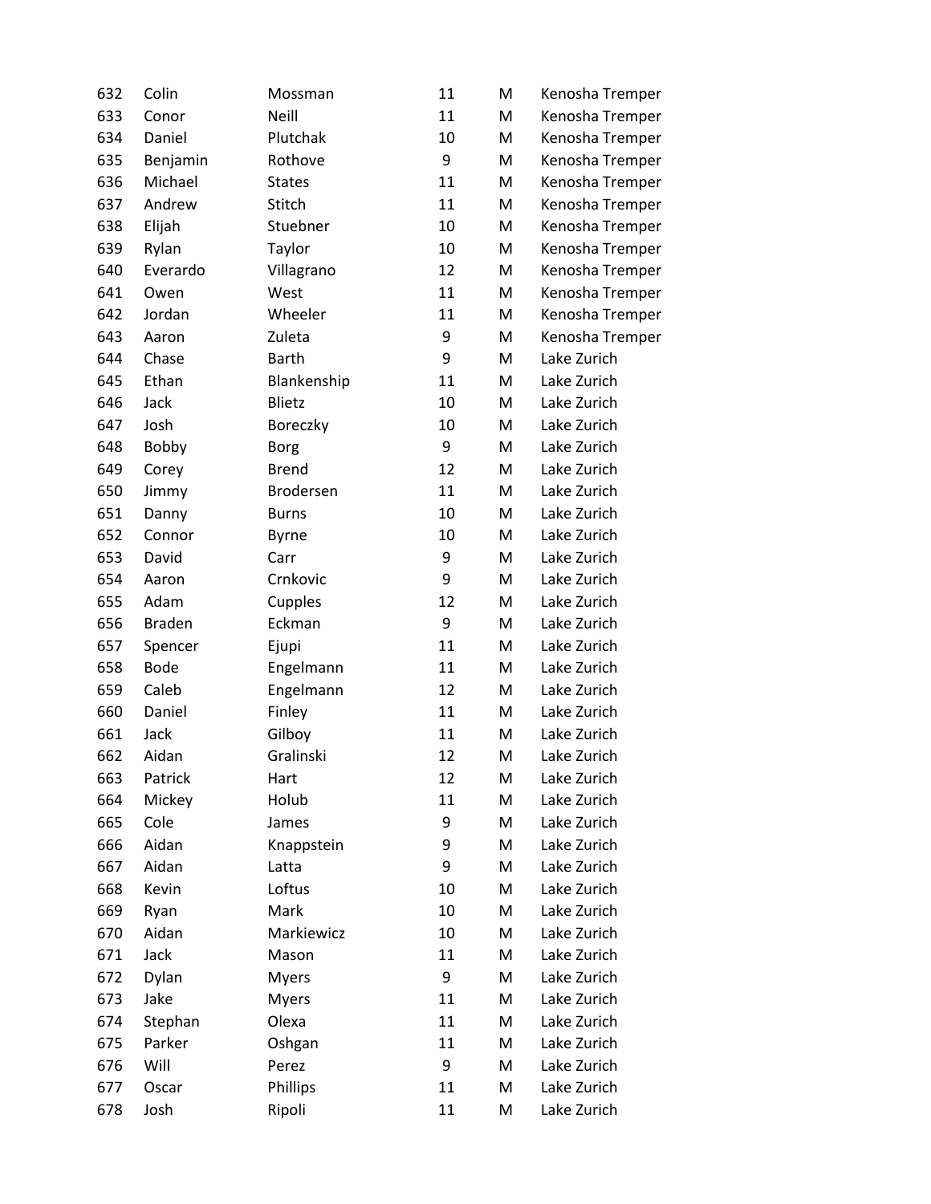| | | | | | |
|---|---|---|---|---|---|
| 632 | Colin | Mossman | 11 | M | Kenosha Tremper |
| 633 | Conor | Neill | 11 | M | Kenosha Tremper |
| 634 | Daniel | Plutchak | 10 | M | Kenosha Tremper |
| 635 | Benjamin | Rothove | 9 | M | Kenosha Tremper |
| 636 | Michael | States | 11 | M | Kenosha Tremper |
| 637 | Andrew | Stitch | 11 | M | Kenosha Tremper |
| 638 | Elijah | Stuebner | 10 | M | Kenosha Tremper |
| 639 | Rylan | Taylor | 10 | M | Kenosha Tremper |
| 640 | Everardo | Villagrano | 12 | M | Kenosha Tremper |
| 641 | Owen | West | 11 | M | Kenosha Tremper |
| 642 | Jordan | Wheeler | 11 | M | Kenosha Tremper |
| 643 | Aaron | Zuleta | 9 | M | Kenosha Tremper |
| 644 | Chase | Barth | 9 | M | Lake Zurich |
| 645 | Ethan | Blankenship | 11 | M | Lake Zurich |
| 646 | Jack | Blietz | 10 | M | Lake Zurich |
| 647 | Josh | Boreczky | 10 | M | Lake Zurich |
| 648 | Bobby | Borg | 9 | M | Lake Zurich |
| 649 | Corey | Brend | 12 | M | Lake Zurich |
| 650 | Jimmy | Brodersen | 11 | M | Lake Zurich |
| 651 | Danny | Burns | 10 | M | Lake Zurich |
| 652 | Connor | Byrne | 10 | M | Lake Zurich |
| 653 | David | Carr | 9 | M | Lake Zurich |
| 654 | Aaron | Crnkovic | 9 | M | Lake Zurich |
| 655 | Adam | Cupples | 12 | M | Lake Zurich |
| 656 | Braden | Eckman | 9 | M | Lake Zurich |
| 657 | Spencer | Ejupi | 11 | M | Lake Zurich |
| 658 | Bode | Engelmann | 11 | M | Lake Zurich |
| 659 | Caleb | Engelmann | 12 | M | Lake Zurich |
| 660 | Daniel | Finley | 11 | M | Lake Zurich |
| 661 | Jack | Gilboy | 11 | M | Lake Zurich |
| 662 | Aidan | Gralinski | 12 | M | Lake Zurich |
| 663 | Patrick | Hart | 12 | M | Lake Zurich |
| 664 | Mickey | Holub | 11 | M | Lake Zurich |
| 665 | Cole | James | 9 | M | Lake Zurich |
| 666 | Aidan | Knappstein | 9 | M | Lake Zurich |
| 667 | Aidan | Latta | 9 | M | Lake Zurich |
| 668 | Kevin | Loftus | 10 | M | Lake Zurich |
| 669 | Ryan | Mark | 10 | M | Lake Zurich |
| 670 | Aidan | Markiewicz | 10 | M | Lake Zurich |
| 671 | Jack | Mason | 11 | M | Lake Zurich |
| 672 | Dylan | Myers | 9 | M | Lake Zurich |
| 673 | Jake | Myers | 11 | M | Lake Zurich |
| 674 | Stephan | Olexa | 11 | M | Lake Zurich |
| 675 | Parker | Oshgan | 11 | M | Lake Zurich |
| 676 | Will | Perez | 9 | M | Lake Zurich |
| 677 | Oscar | Phillips | 11 | M | Lake Zurich |
| 678 | Josh | Ripoli | 11 | M | Lake Zurich |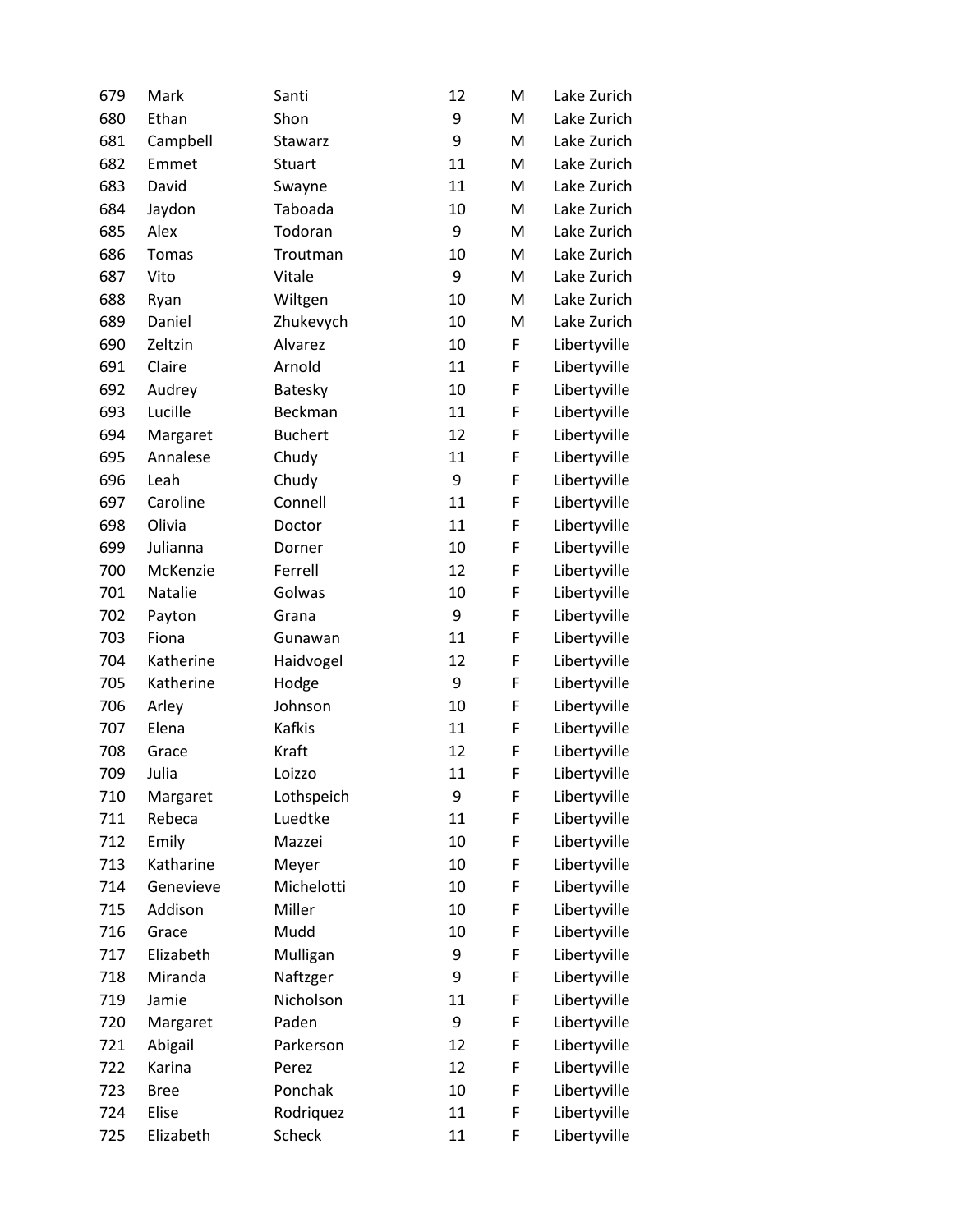| | | | | | |
|---|---|---|---|---|---|
| 679 | Mark | Santi | 12 | M | Lake Zurich |
| 680 | Ethan | Shon | 9 | M | Lake Zurich |
| 681 | Campbell | Stawarz | 9 | M | Lake Zurich |
| 682 | Emmet | Stuart | 11 | M | Lake Zurich |
| 683 | David | Swayne | 11 | M | Lake Zurich |
| 684 | Jaydon | Taboada | 10 | M | Lake Zurich |
| 685 | Alex | Todoran | 9 | M | Lake Zurich |
| 686 | Tomas | Troutman | 10 | M | Lake Zurich |
| 687 | Vito | Vitale | 9 | M | Lake Zurich |
| 688 | Ryan | Wiltgen | 10 | M | Lake Zurich |
| 689 | Daniel | Zhukevych | 10 | M | Lake Zurich |
| 690 | Zeltzin | Alvarez | 10 | F | Libertyville |
| 691 | Claire | Arnold | 11 | F | Libertyville |
| 692 | Audrey | Batesky | 10 | F | Libertyville |
| 693 | Lucille | Beckman | 11 | F | Libertyville |
| 694 | Margaret | Buchert | 12 | F | Libertyville |
| 695 | Annalese | Chudy | 11 | F | Libertyville |
| 696 | Leah | Chudy | 9 | F | Libertyville |
| 697 | Caroline | Connell | 11 | F | Libertyville |
| 698 | Olivia | Doctor | 11 | F | Libertyville |
| 699 | Julianna | Dorner | 10 | F | Libertyville |
| 700 | McKenzie | Ferrell | 12 | F | Libertyville |
| 701 | Natalie | Golwas | 10 | F | Libertyville |
| 702 | Payton | Grana | 9 | F | Libertyville |
| 703 | Fiona | Gunawan | 11 | F | Libertyville |
| 704 | Katherine | Haidvogel | 12 | F | Libertyville |
| 705 | Katherine | Hodge | 9 | F | Libertyville |
| 706 | Arley | Johnson | 10 | F | Libertyville |
| 707 | Elena | Kafkis | 11 | F | Libertyville |
| 708 | Grace | Kraft | 12 | F | Libertyville |
| 709 | Julia | Loizzo | 11 | F | Libertyville |
| 710 | Margaret | Lothspeich | 9 | F | Libertyville |
| 711 | Rebeca | Luedtke | 11 | F | Libertyville |
| 712 | Emily | Mazzei | 10 | F | Libertyville |
| 713 | Katharine | Meyer | 10 | F | Libertyville |
| 714 | Genevieve | Michelotti | 10 | F | Libertyville |
| 715 | Addison | Miller | 10 | F | Libertyville |
| 716 | Grace | Mudd | 10 | F | Libertyville |
| 717 | Elizabeth | Mulligan | 9 | F | Libertyville |
| 718 | Miranda | Naftzger | 9 | F | Libertyville |
| 719 | Jamie | Nicholson | 11 | F | Libertyville |
| 720 | Margaret | Paden | 9 | F | Libertyville |
| 721 | Abigail | Parkerson | 12 | F | Libertyville |
| 722 | Karina | Perez | 12 | F | Libertyville |
| 723 | Bree | Ponchak | 10 | F | Libertyville |
| 724 | Elise | Rodriquez | 11 | F | Libertyville |
| 725 | Elizabeth | Scheck | 11 | F | Libertyville |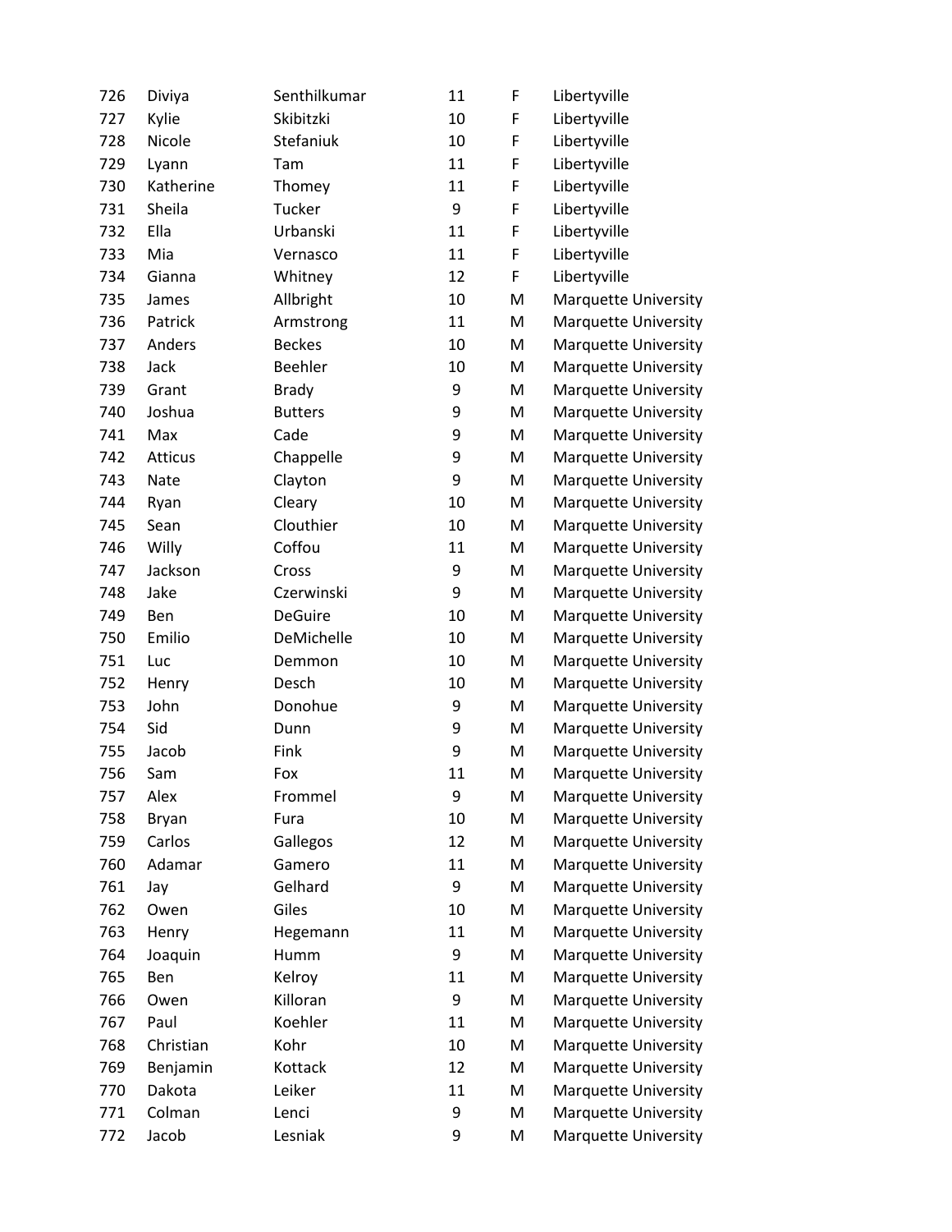| | | | | | |
|---|---|---|---|---|---|
| 726 | Diviya | Senthilkumar | 11 | F | Libertyville |
| 727 | Kylie | Skibitzki | 10 | F | Libertyville |
| 728 | Nicole | Stefaniuk | 10 | F | Libertyville |
| 729 | Lyann | Tam | 11 | F | Libertyville |
| 730 | Katherine | Thomey | 11 | F | Libertyville |
| 731 | Sheila | Tucker | 9 | F | Libertyville |
| 732 | Ella | Urbanski | 11 | F | Libertyville |
| 733 | Mia | Vernasco | 11 | F | Libertyville |
| 734 | Gianna | Whitney | 12 | F | Libertyville |
| 735 | James | Allbright | 10 | M | Marquette University |
| 736 | Patrick | Armstrong | 11 | M | Marquette University |
| 737 | Anders | Beckes | 10 | M | Marquette University |
| 738 | Jack | Beehler | 10 | M | Marquette University |
| 739 | Grant | Brady | 9 | M | Marquette University |
| 740 | Joshua | Butters | 9 | M | Marquette University |
| 741 | Max | Cade | 9 | M | Marquette University |
| 742 | Atticus | Chappelle | 9 | M | Marquette University |
| 743 | Nate | Clayton | 9 | M | Marquette University |
| 744 | Ryan | Cleary | 10 | M | Marquette University |
| 745 | Sean | Clouthier | 10 | M | Marquette University |
| 746 | Willy | Coffou | 11 | M | Marquette University |
| 747 | Jackson | Cross | 9 | M | Marquette University |
| 748 | Jake | Czerwinski | 9 | M | Marquette University |
| 749 | Ben | DeGuire | 10 | M | Marquette University |
| 750 | Emilio | DeMichelle | 10 | M | Marquette University |
| 751 | Luc | Demmon | 10 | M | Marquette University |
| 752 | Henry | Desch | 10 | M | Marquette University |
| 753 | John | Donohue | 9 | M | Marquette University |
| 754 | Sid | Dunn | 9 | M | Marquette University |
| 755 | Jacob | Fink | 9 | M | Marquette University |
| 756 | Sam | Fox | 11 | M | Marquette University |
| 757 | Alex | Frommel | 9 | M | Marquette University |
| 758 | Bryan | Fura | 10 | M | Marquette University |
| 759 | Carlos | Gallegos | 12 | M | Marquette University |
| 760 | Adamar | Gamero | 11 | M | Marquette University |
| 761 | Jay | Gelhard | 9 | M | Marquette University |
| 762 | Owen | Giles | 10 | M | Marquette University |
| 763 | Henry | Hegemann | 11 | M | Marquette University |
| 764 | Joaquin | Humm | 9 | M | Marquette University |
| 765 | Ben | Kelroy | 11 | M | Marquette University |
| 766 | Owen | Killoran | 9 | M | Marquette University |
| 767 | Paul | Koehler | 11 | M | Marquette University |
| 768 | Christian | Kohr | 10 | M | Marquette University |
| 769 | Benjamin | Kottack | 12 | M | Marquette University |
| 770 | Dakota | Leiker | 11 | M | Marquette University |
| 771 | Colman | Lenci | 9 | M | Marquette University |
| 772 | Jacob | Lesniak | 9 | M | Marquette University |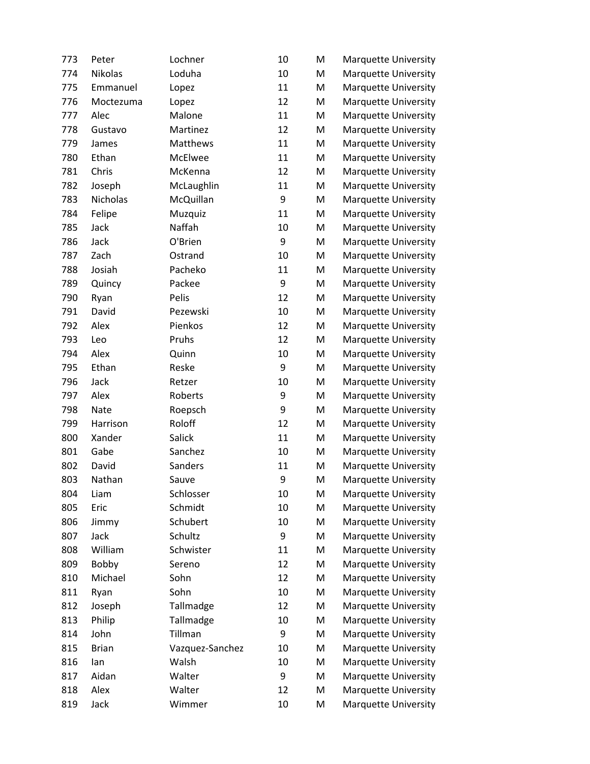| | | | | | |
|---|---|---|---|---|---|
| 773 | Peter | Lochner | 10 | M | Marquette University |
| 774 | Nikolas | Loduha | 10 | M | Marquette University |
| 775 | Emmanuel | Lopez | 11 | M | Marquette University |
| 776 | Moctezuma | Lopez | 12 | M | Marquette University |
| 777 | Alec | Malone | 11 | M | Marquette University |
| 778 | Gustavo | Martinez | 12 | M | Marquette University |
| 779 | James | Matthews | 11 | M | Marquette University |
| 780 | Ethan | McElwee | 11 | M | Marquette University |
| 781 | Chris | McKenna | 12 | M | Marquette University |
| 782 | Joseph | McLaughlin | 11 | M | Marquette University |
| 783 | Nicholas | McQuillan | 9 | M | Marquette University |
| 784 | Felipe | Muzquiz | 11 | M | Marquette University |
| 785 | Jack | Naffah | 10 | M | Marquette University |
| 786 | Jack | O'Brien | 9 | M | Marquette University |
| 787 | Zach | Ostrand | 10 | M | Marquette University |
| 788 | Josiah | Pacheko | 11 | M | Marquette University |
| 789 | Quincy | Packee | 9 | M | Marquette University |
| 790 | Ryan | Pelis | 12 | M | Marquette University |
| 791 | David | Pezewski | 10 | M | Marquette University |
| 792 | Alex | Pienkos | 12 | M | Marquette University |
| 793 | Leo | Pruhs | 12 | M | Marquette University |
| 794 | Alex | Quinn | 10 | M | Marquette University |
| 795 | Ethan | Reske | 9 | M | Marquette University |
| 796 | Jack | Retzer | 10 | M | Marquette University |
| 797 | Alex | Roberts | 9 | M | Marquette University |
| 798 | Nate | Roepsch | 9 | M | Marquette University |
| 799 | Harrison | Roloff | 12 | M | Marquette University |
| 800 | Xander | Salick | 11 | M | Marquette University |
| 801 | Gabe | Sanchez | 10 | M | Marquette University |
| 802 | David | Sanders | 11 | M | Marquette University |
| 803 | Nathan | Sauve | 9 | M | Marquette University |
| 804 | Liam | Schlosser | 10 | M | Marquette University |
| 805 | Eric | Schmidt | 10 | M | Marquette University |
| 806 | Jimmy | Schubert | 10 | M | Marquette University |
| 807 | Jack | Schultz | 9 | M | Marquette University |
| 808 | William | Schwister | 11 | M | Marquette University |
| 809 | Bobby | Sereno | 12 | M | Marquette University |
| 810 | Michael | Sohn | 12 | M | Marquette University |
| 811 | Ryan | Sohn | 10 | M | Marquette University |
| 812 | Joseph | Tallmadge | 12 | M | Marquette University |
| 813 | Philip | Tallmadge | 10 | M | Marquette University |
| 814 | John | Tillman | 9 | M | Marquette University |
| 815 | Brian | Vazquez-Sanchez | 10 | M | Marquette University |
| 816 | Ian | Walsh | 10 | M | Marquette University |
| 817 | Aidan | Walter | 9 | M | Marquette University |
| 818 | Alex | Walter | 12 | M | Marquette University |
| 819 | Jack | Wimmer | 10 | M | Marquette University |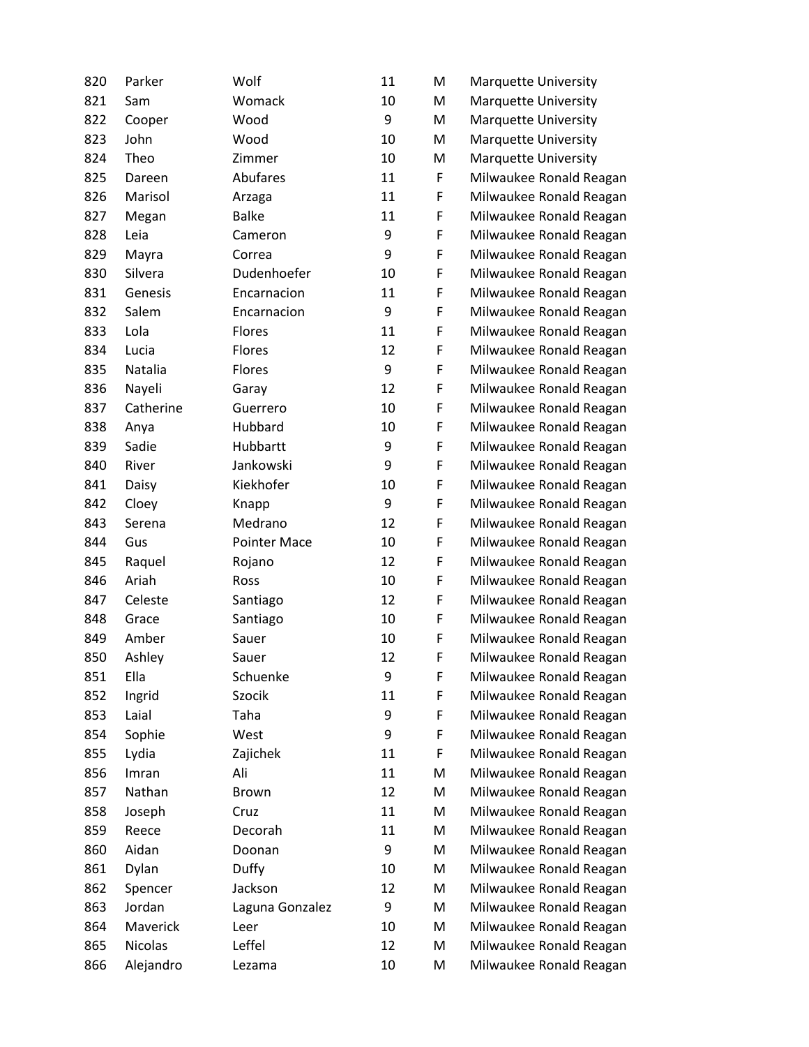| | | | | | |
|---|---|---|---|---|---|
| 820 | Parker | Wolf | 11 | M | Marquette University |
| 821 | Sam | Womack | 10 | M | Marquette University |
| 822 | Cooper | Wood | 9 | M | Marquette University |
| 823 | John | Wood | 10 | M | Marquette University |
| 824 | Theo | Zimmer | 10 | M | Marquette University |
| 825 | Dareen | Abufares | 11 | F | Milwaukee Ronald Reagan |
| 826 | Marisol | Arzaga | 11 | F | Milwaukee Ronald Reagan |
| 827 | Megan | Balke | 11 | F | Milwaukee Ronald Reagan |
| 828 | Leia | Cameron | 9 | F | Milwaukee Ronald Reagan |
| 829 | Mayra | Correa | 9 | F | Milwaukee Ronald Reagan |
| 830 | Silvera | Dudenhoefer | 10 | F | Milwaukee Ronald Reagan |
| 831 | Genesis | Encarnacion | 11 | F | Milwaukee Ronald Reagan |
| 832 | Salem | Encarnacion | 9 | F | Milwaukee Ronald Reagan |
| 833 | Lola | Flores | 11 | F | Milwaukee Ronald Reagan |
| 834 | Lucia | Flores | 12 | F | Milwaukee Ronald Reagan |
| 835 | Natalia | Flores | 9 | F | Milwaukee Ronald Reagan |
| 836 | Nayeli | Garay | 12 | F | Milwaukee Ronald Reagan |
| 837 | Catherine | Guerrero | 10 | F | Milwaukee Ronald Reagan |
| 838 | Anya | Hubbard | 10 | F | Milwaukee Ronald Reagan |
| 839 | Sadie | Hubbartt | 9 | F | Milwaukee Ronald Reagan |
| 840 | River | Jankowski | 9 | F | Milwaukee Ronald Reagan |
| 841 | Daisy | Kiekhofer | 10 | F | Milwaukee Ronald Reagan |
| 842 | Cloey | Knapp | 9 | F | Milwaukee Ronald Reagan |
| 843 | Serena | Medrano | 12 | F | Milwaukee Ronald Reagan |
| 844 | Gus | Pointer Mace | 10 | F | Milwaukee Ronald Reagan |
| 845 | Raquel | Rojano | 12 | F | Milwaukee Ronald Reagan |
| 846 | Ariah | Ross | 10 | F | Milwaukee Ronald Reagan |
| 847 | Celeste | Santiago | 12 | F | Milwaukee Ronald Reagan |
| 848 | Grace | Santiago | 10 | F | Milwaukee Ronald Reagan |
| 849 | Amber | Sauer | 10 | F | Milwaukee Ronald Reagan |
| 850 | Ashley | Sauer | 12 | F | Milwaukee Ronald Reagan |
| 851 | Ella | Schuenke | 9 | F | Milwaukee Ronald Reagan |
| 852 | Ingrid | Szocik | 11 | F | Milwaukee Ronald Reagan |
| 853 | Laial | Taha | 9 | F | Milwaukee Ronald Reagan |
| 854 | Sophie | West | 9 | F | Milwaukee Ronald Reagan |
| 855 | Lydia | Zajichek | 11 | F | Milwaukee Ronald Reagan |
| 856 | Imran | Ali | 11 | M | Milwaukee Ronald Reagan |
| 857 | Nathan | Brown | 12 | M | Milwaukee Ronald Reagan |
| 858 | Joseph | Cruz | 11 | M | Milwaukee Ronald Reagan |
| 859 | Reece | Decorah | 11 | M | Milwaukee Ronald Reagan |
| 860 | Aidan | Doonan | 9 | M | Milwaukee Ronald Reagan |
| 861 | Dylan | Duffy | 10 | M | Milwaukee Ronald Reagan |
| 862 | Spencer | Jackson | 12 | M | Milwaukee Ronald Reagan |
| 863 | Jordan | Laguna Gonzalez | 9 | M | Milwaukee Ronald Reagan |
| 864 | Maverick | Leer | 10 | M | Milwaukee Ronald Reagan |
| 865 | Nicolas | Leffel | 12 | M | Milwaukee Ronald Reagan |
| 866 | Alejandro | Lezama | 10 | M | Milwaukee Ronald Reagan |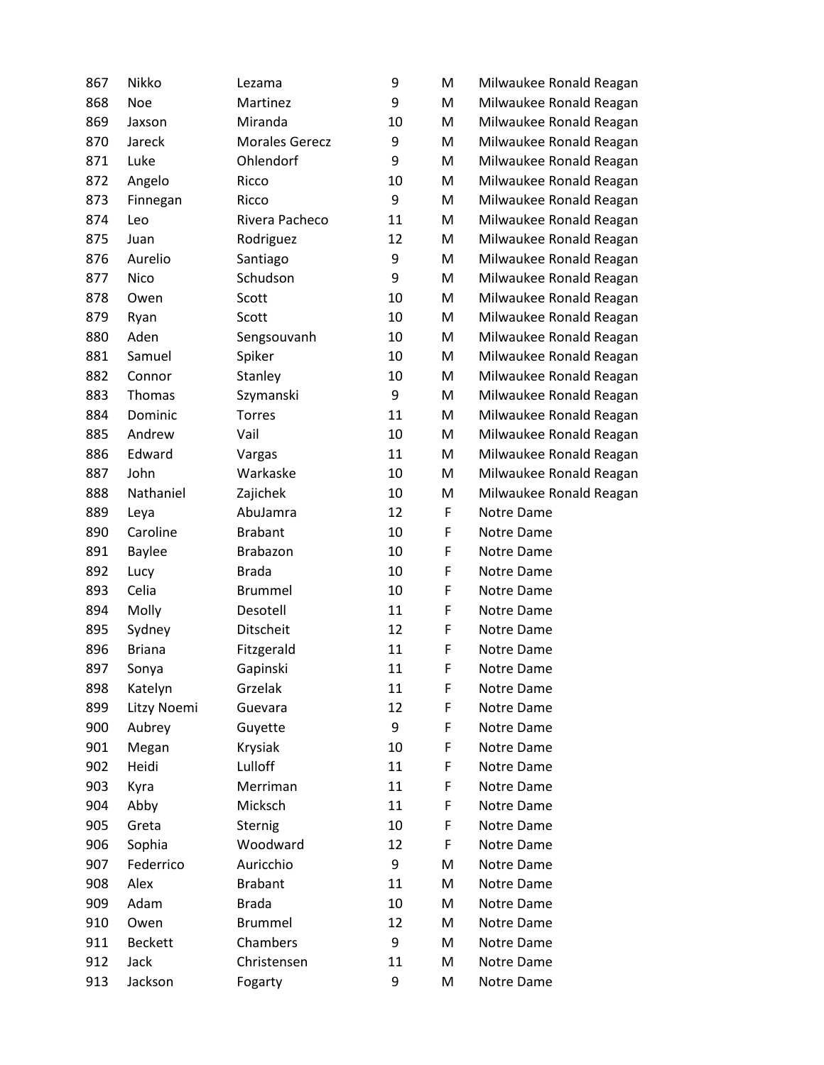| | | | | | |
|---|---|---|---|---|---|
| 867 | Nikko | Lezama | 9 | M | Milwaukee Ronald Reagan |
| 868 | Noe | Martinez | 9 | M | Milwaukee Ronald Reagan |
| 869 | Jaxson | Miranda | 10 | M | Milwaukee Ronald Reagan |
| 870 | Jareck | Morales Gerecz | 9 | M | Milwaukee Ronald Reagan |
| 871 | Luke | Ohlendorf | 9 | M | Milwaukee Ronald Reagan |
| 872 | Angelo | Ricco | 10 | M | Milwaukee Ronald Reagan |
| 873 | Finnegan | Ricco | 9 | M | Milwaukee Ronald Reagan |
| 874 | Leo | Rivera Pacheco | 11 | M | Milwaukee Ronald Reagan |
| 875 | Juan | Rodriguez | 12 | M | Milwaukee Ronald Reagan |
| 876 | Aurelio | Santiago | 9 | M | Milwaukee Ronald Reagan |
| 877 | Nico | Schudson | 9 | M | Milwaukee Ronald Reagan |
| 878 | Owen | Scott | 10 | M | Milwaukee Ronald Reagan |
| 879 | Ryan | Scott | 10 | M | Milwaukee Ronald Reagan |
| 880 | Aden | Sengsouvanh | 10 | M | Milwaukee Ronald Reagan |
| 881 | Samuel | Spiker | 10 | M | Milwaukee Ronald Reagan |
| 882 | Connor | Stanley | 10 | M | Milwaukee Ronald Reagan |
| 883 | Thomas | Szymanski | 9 | M | Milwaukee Ronald Reagan |
| 884 | Dominic | Torres | 11 | M | Milwaukee Ronald Reagan |
| 885 | Andrew | Vail | 10 | M | Milwaukee Ronald Reagan |
| 886 | Edward | Vargas | 11 | M | Milwaukee Ronald Reagan |
| 887 | John | Warkaske | 10 | M | Milwaukee Ronald Reagan |
| 888 | Nathaniel | Zajichek | 10 | M | Milwaukee Ronald Reagan |
| 889 | Leya | AbuJamra | 12 | F | Notre Dame |
| 890 | Caroline | Brabant | 10 | F | Notre Dame |
| 891 | Baylee | Brabazon | 10 | F | Notre Dame |
| 892 | Lucy | Brada | 10 | F | Notre Dame |
| 893 | Celia | Brummel | 10 | F | Notre Dame |
| 894 | Molly | Desotell | 11 | F | Notre Dame |
| 895 | Sydney | Ditscheit | 12 | F | Notre Dame |
| 896 | Briana | Fitzgerald | 11 | F | Notre Dame |
| 897 | Sonya | Gapinski | 11 | F | Notre Dame |
| 898 | Katelyn | Grzelak | 11 | F | Notre Dame |
| 899 | Litzy Noemi | Guevara | 12 | F | Notre Dame |
| 900 | Aubrey | Guyette | 9 | F | Notre Dame |
| 901 | Megan | Krysiak | 10 | F | Notre Dame |
| 902 | Heidi | Lulloff | 11 | F | Notre Dame |
| 903 | Kyra | Merriman | 11 | F | Notre Dame |
| 904 | Abby | Micksch | 11 | F | Notre Dame |
| 905 | Greta | Sternig | 10 | F | Notre Dame |
| 906 | Sophia | Woodward | 12 | F | Notre Dame |
| 907 | Federrico | Auricchio | 9 | M | Notre Dame |
| 908 | Alex | Brabant | 11 | M | Notre Dame |
| 909 | Adam | Brada | 10 | M | Notre Dame |
| 910 | Owen | Brummel | 12 | M | Notre Dame |
| 911 | Beckett | Chambers | 9 | M | Notre Dame |
| 912 | Jack | Christensen | 11 | M | Notre Dame |
| 913 | Jackson | Fogarty | 9 | M | Notre Dame |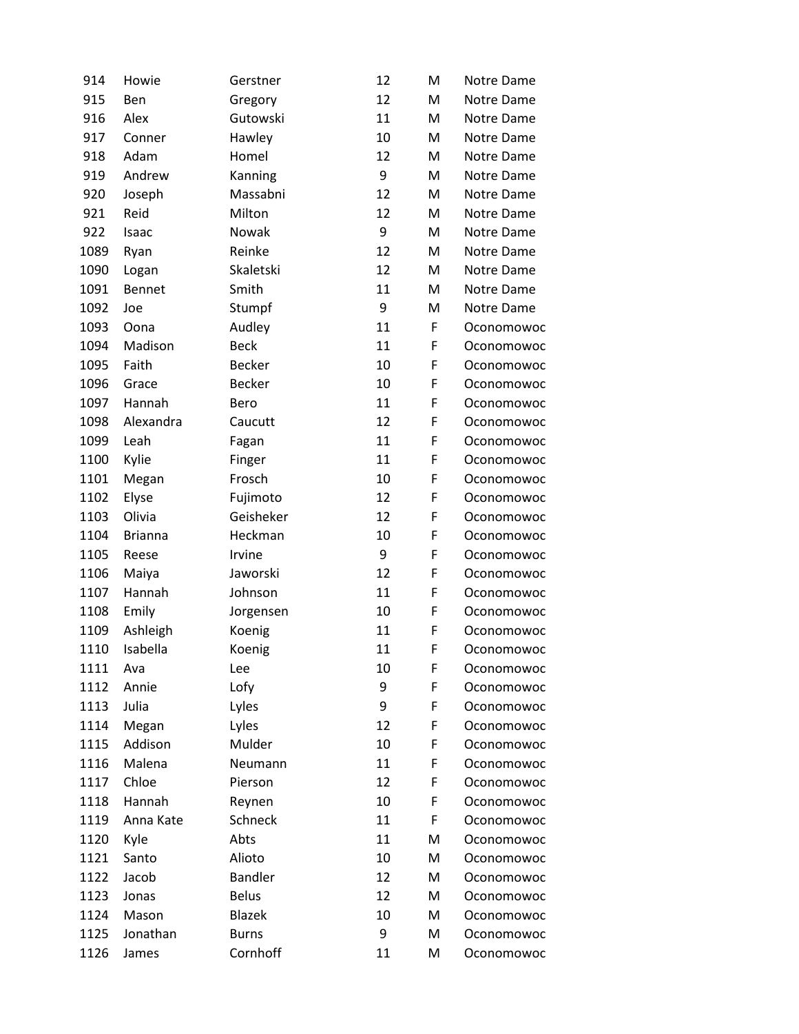| | | | | | |
|---|---|---|---|---|---|
| 914 | Howie | Gerstner | 12 | M | Notre Dame |
| 915 | Ben | Gregory | 12 | M | Notre Dame |
| 916 | Alex | Gutowski | 11 | M | Notre Dame |
| 917 | Conner | Hawley | 10 | M | Notre Dame |
| 918 | Adam | Homel | 12 | M | Notre Dame |
| 919 | Andrew | Kanning | 9 | M | Notre Dame |
| 920 | Joseph | Massabni | 12 | M | Notre Dame |
| 921 | Reid | Milton | 12 | M | Notre Dame |
| 922 | Isaac | Nowak | 9 | M | Notre Dame |
| 1089 | Ryan | Reinke | 12 | M | Notre Dame |
| 1090 | Logan | Skaletski | 12 | M | Notre Dame |
| 1091 | Bennet | Smith | 11 | M | Notre Dame |
| 1092 | Joe | Stumpf | 9 | M | Notre Dame |
| 1093 | Oona | Audley | 11 | F | Oconomowoc |
| 1094 | Madison | Beck | 11 | F | Oconomowoc |
| 1095 | Faith | Becker | 10 | F | Oconomowoc |
| 1096 | Grace | Becker | 10 | F | Oconomowoc |
| 1097 | Hannah | Bero | 11 | F | Oconomowoc |
| 1098 | Alexandra | Caucutt | 12 | F | Oconomowoc |
| 1099 | Leah | Fagan | 11 | F | Oconomowoc |
| 1100 | Kylie | Finger | 11 | F | Oconomowoc |
| 1101 | Megan | Frosch | 10 | F | Oconomowoc |
| 1102 | Elyse | Fujimoto | 12 | F | Oconomowoc |
| 1103 | Olivia | Geisheker | 12 | F | Oconomowoc |
| 1104 | Brianna | Heckman | 10 | F | Oconomowoc |
| 1105 | Reese | Irvine | 9 | F | Oconomowoc |
| 1106 | Maiya | Jaworski | 12 | F | Oconomowoc |
| 1107 | Hannah | Johnson | 11 | F | Oconomowoc |
| 1108 | Emily | Jorgensen | 10 | F | Oconomowoc |
| 1109 | Ashleigh | Koenig | 11 | F | Oconomowoc |
| 1110 | Isabella | Koenig | 11 | F | Oconomowoc |
| 1111 | Ava | Lee | 10 | F | Oconomowoc |
| 1112 | Annie | Lofy | 9 | F | Oconomowoc |
| 1113 | Julia | Lyles | 9 | F | Oconomowoc |
| 1114 | Megan | Lyles | 12 | F | Oconomowoc |
| 1115 | Addison | Mulder | 10 | F | Oconomowoc |
| 1116 | Malena | Neumann | 11 | F | Oconomowoc |
| 1117 | Chloe | Pierson | 12 | F | Oconomowoc |
| 1118 | Hannah | Reynen | 10 | F | Oconomowoc |
| 1119 | Anna Kate | Schneck | 11 | F | Oconomowoc |
| 1120 | Kyle | Abts | 11 | M | Oconomowoc |
| 1121 | Santo | Alioto | 10 | M | Oconomowoc |
| 1122 | Jacob | Bandler | 12 | M | Oconomowoc |
| 1123 | Jonas | Belus | 12 | M | Oconomowoc |
| 1124 | Mason | Blazek | 10 | M | Oconomowoc |
| 1125 | Jonathan | Burns | 9 | M | Oconomowoc |
| 1126 | James | Cornhoff | 11 | M | Oconomowoc |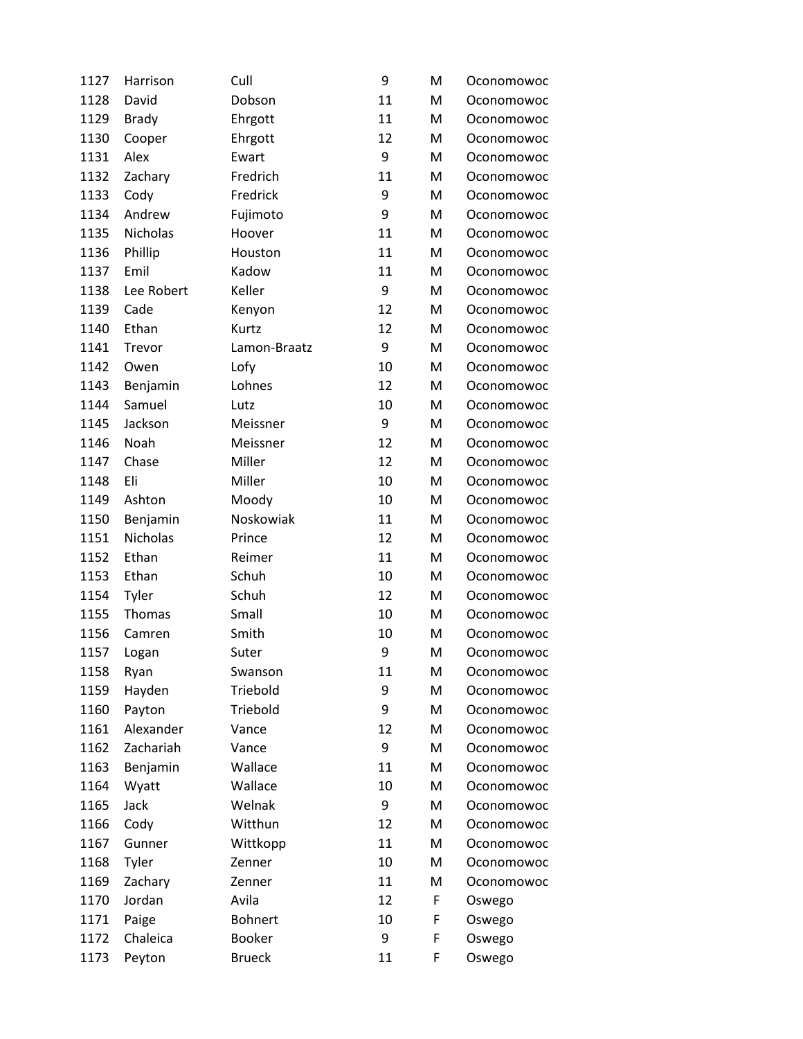| | | | | | |
|---|---|---|---|---|---|
| 1127 | Harrison | Cull | 9 | M | Oconomowoc |
| 1128 | David | Dobson | 11 | M | Oconomowoc |
| 1129 | Brady | Ehrgott | 11 | M | Oconomowoc |
| 1130 | Cooper | Ehrgott | 12 | M | Oconomowoc |
| 1131 | Alex | Ewart | 9 | M | Oconomowoc |
| 1132 | Zachary | Fredrich | 11 | M | Oconomowoc |
| 1133 | Cody | Fredrick | 9 | M | Oconomowoc |
| 1134 | Andrew | Fujimoto | 9 | M | Oconomowoc |
| 1135 | Nicholas | Hoover | 11 | M | Oconomowoc |
| 1136 | Phillip | Houston | 11 | M | Oconomowoc |
| 1137 | Emil | Kadow | 11 | M | Oconomowoc |
| 1138 | Lee Robert | Keller | 9 | M | Oconomowoc |
| 1139 | Cade | Kenyon | 12 | M | Oconomowoc |
| 1140 | Ethan | Kurtz | 12 | M | Oconomowoc |
| 1141 | Trevor | Lamon-Braatz | 9 | M | Oconomowoc |
| 1142 | Owen | Lofy | 10 | M | Oconomowoc |
| 1143 | Benjamin | Lohnes | 12 | M | Oconomowoc |
| 1144 | Samuel | Lutz | 10 | M | Oconomowoc |
| 1145 | Jackson | Meissner | 9 | M | Oconomowoc |
| 1146 | Noah | Meissner | 12 | M | Oconomowoc |
| 1147 | Chase | Miller | 12 | M | Oconomowoc |
| 1148 | Eli | Miller | 10 | M | Oconomowoc |
| 1149 | Ashton | Moody | 10 | M | Oconomowoc |
| 1150 | Benjamin | Noskowiak | 11 | M | Oconomowoc |
| 1151 | Nicholas | Prince | 12 | M | Oconomowoc |
| 1152 | Ethan | Reimer | 11 | M | Oconomowoc |
| 1153 | Ethan | Schuh | 10 | M | Oconomowoc |
| 1154 | Tyler | Schuh | 12 | M | Oconomowoc |
| 1155 | Thomas | Small | 10 | M | Oconomowoc |
| 1156 | Camren | Smith | 10 | M | Oconomowoc |
| 1157 | Logan | Suter | 9 | M | Oconomowoc |
| 1158 | Ryan | Swanson | 11 | M | Oconomowoc |
| 1159 | Hayden | Triebold | 9 | M | Oconomowoc |
| 1160 | Payton | Triebold | 9 | M | Oconomowoc |
| 1161 | Alexander | Vance | 12 | M | Oconomowoc |
| 1162 | Zachariah | Vance | 9 | M | Oconomowoc |
| 1163 | Benjamin | Wallace | 11 | M | Oconomowoc |
| 1164 | Wyatt | Wallace | 10 | M | Oconomowoc |
| 1165 | Jack | Welnak | 9 | M | Oconomowoc |
| 1166 | Cody | Witthun | 12 | M | Oconomowoc |
| 1167 | Gunner | Wittkopp | 11 | M | Oconomowoc |
| 1168 | Tyler | Zenner | 10 | M | Oconomowoc |
| 1169 | Zachary | Zenner | 11 | M | Oconomowoc |
| 1170 | Jordan | Avila | 12 | F | Oswego |
| 1171 | Paige | Bohnert | 10 | F | Oswego |
| 1172 | Chaleica | Booker | 9 | F | Oswego |
| 1173 | Peyton | Brueck | 11 | F | Oswego |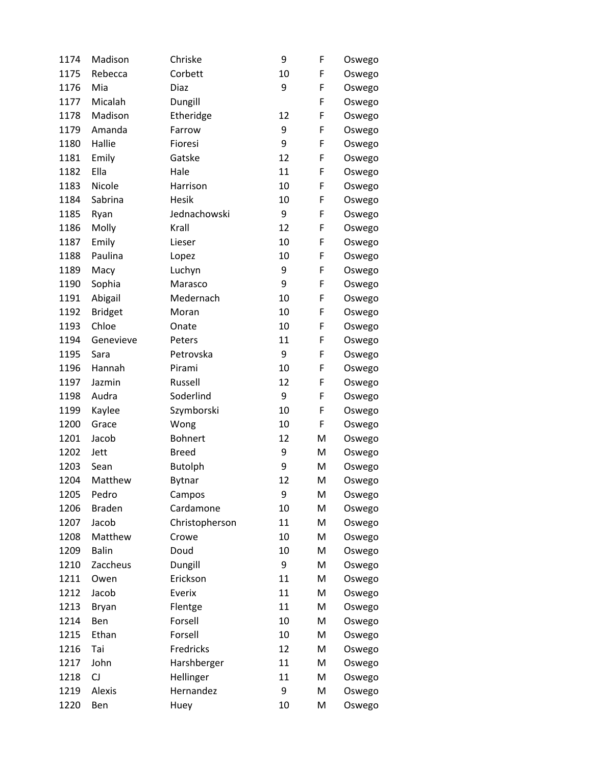| | | | | | |
|---|---|---|---|---|---|
| 1174 | Madison | Chriske | 9 | F | Oswego |
| 1175 | Rebecca | Corbett | 10 | F | Oswego |
| 1176 | Mia | Diaz | 9 | F | Oswego |
| 1177 | Micalah | Dungill | | F | Oswego |
| 1178 | Madison | Etheridge | 12 | F | Oswego |
| 1179 | Amanda | Farrow | 9 | F | Oswego |
| 1180 | Hallie | Fioresi | 9 | F | Oswego |
| 1181 | Emily | Gatske | 12 | F | Oswego |
| 1182 | Ella | Hale | 11 | F | Oswego |
| 1183 | Nicole | Harrison | 10 | F | Oswego |
| 1184 | Sabrina | Hesik | 10 | F | Oswego |
| 1185 | Ryan | Jednachowski | 9 | F | Oswego |
| 1186 | Molly | Krall | 12 | F | Oswego |
| 1187 | Emily | Lieser | 10 | F | Oswego |
| 1188 | Paulina | Lopez | 10 | F | Oswego |
| 1189 | Macy | Luchyn | 9 | F | Oswego |
| 1190 | Sophia | Marasco | 9 | F | Oswego |
| 1191 | Abigail | Medernach | 10 | F | Oswego |
| 1192 | Bridget | Moran | 10 | F | Oswego |
| 1193 | Chloe | Onate | 10 | F | Oswego |
| 1194 | Genevieve | Peters | 11 | F | Oswego |
| 1195 | Sara | Petrovska | 9 | F | Oswego |
| 1196 | Hannah | Pirami | 10 | F | Oswego |
| 1197 | Jazmin | Russell | 12 | F | Oswego |
| 1198 | Audra | Soderlind | 9 | F | Oswego |
| 1199 | Kaylee | Szymborski | 10 | F | Oswego |
| 1200 | Grace | Wong | 10 | F | Oswego |
| 1201 | Jacob | Bohnert | 12 | M | Oswego |
| 1202 | Jett | Breed | 9 | M | Oswego |
| 1203 | Sean | Butolph | 9 | M | Oswego |
| 1204 | Matthew | Bytnar | 12 | M | Oswego |
| 1205 | Pedro | Campos | 9 | M | Oswego |
| 1206 | Braden | Cardamone | 10 | M | Oswego |
| 1207 | Jacob | Christopherson | 11 | M | Oswego |
| 1208 | Matthew | Crowe | 10 | M | Oswego |
| 1209 | Balin | Doud | 10 | M | Oswego |
| 1210 | Zaccheus | Dungill | 9 | M | Oswego |
| 1211 | Owen | Erickson | 11 | M | Oswego |
| 1212 | Jacob | Everix | 11 | M | Oswego |
| 1213 | Bryan | Flentge | 11 | M | Oswego |
| 1214 | Ben | Forsell | 10 | M | Oswego |
| 1215 | Ethan | Forsell | 10 | M | Oswego |
| 1216 | Tai | Fredricks | 12 | M | Oswego |
| 1217 | John | Harshberger | 11 | M | Oswego |
| 1218 | CJ | Hellinger | 11 | M | Oswego |
| 1219 | Alexis | Hernandez | 9 | M | Oswego |
| 1220 | Ben | Huey | 10 | M | Oswego |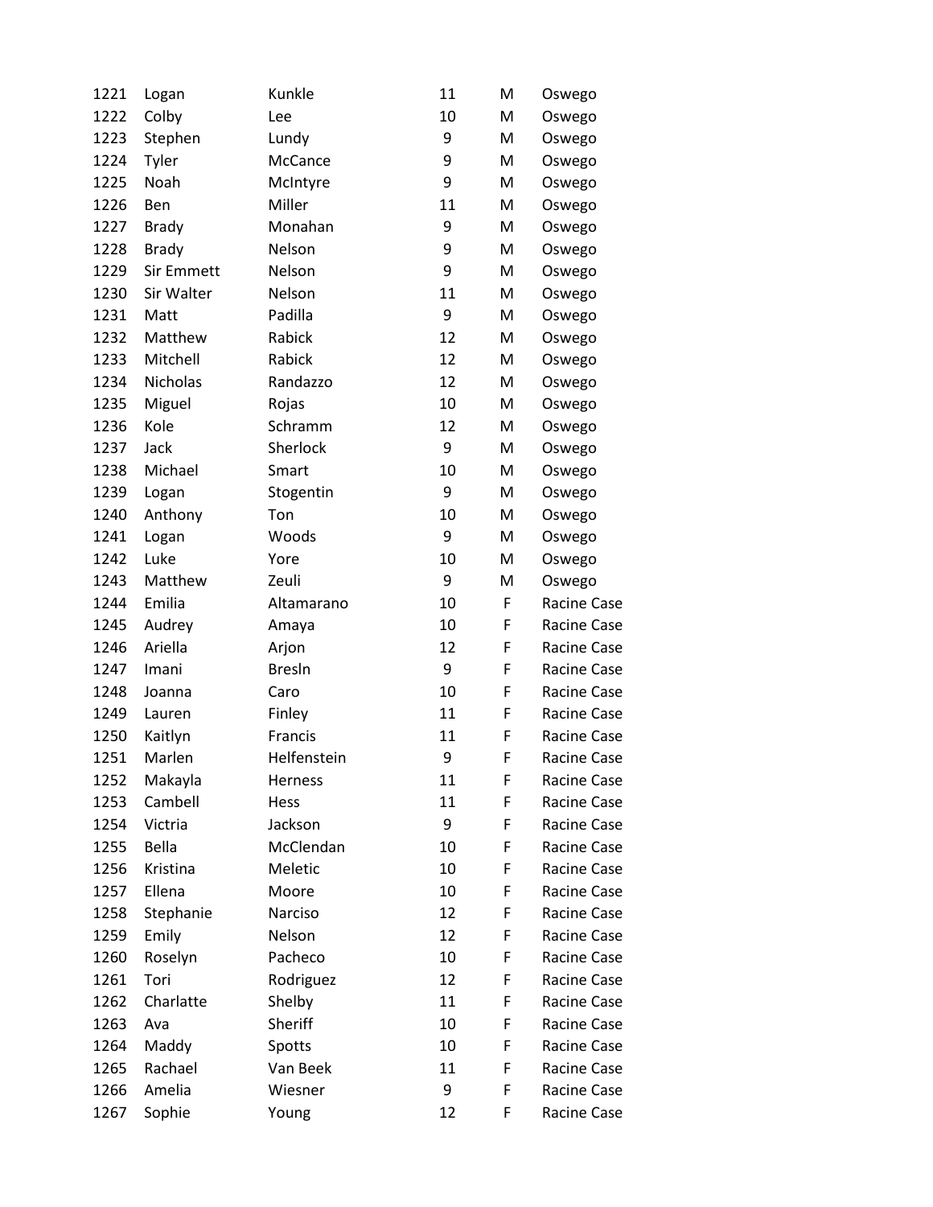| | | | | | |
|---|---|---|---|---|---|
| 1221 | Logan | Kunkle | 11 | M | Oswego |
| 1222 | Colby | Lee | 10 | M | Oswego |
| 1223 | Stephen | Lundy | 9 | M | Oswego |
| 1224 | Tyler | McCance | 9 | M | Oswego |
| 1225 | Noah | McIntyre | 9 | M | Oswego |
| 1226 | Ben | Miller | 11 | M | Oswego |
| 1227 | Brady | Monahan | 9 | M | Oswego |
| 1228 | Brady | Nelson | 9 | M | Oswego |
| 1229 | Sir Emmett | Nelson | 9 | M | Oswego |
| 1230 | Sir Walter | Nelson | 11 | M | Oswego |
| 1231 | Matt | Padilla | 9 | M | Oswego |
| 1232 | Matthew | Rabick | 12 | M | Oswego |
| 1233 | Mitchell | Rabick | 12 | M | Oswego |
| 1234 | Nicholas | Randazzo | 12 | M | Oswego |
| 1235 | Miguel | Rojas | 10 | M | Oswego |
| 1236 | Kole | Schramm | 12 | M | Oswego |
| 1237 | Jack | Sherlock | 9 | M | Oswego |
| 1238 | Michael | Smart | 10 | M | Oswego |
| 1239 | Logan | Stogentin | 9 | M | Oswego |
| 1240 | Anthony | Ton | 10 | M | Oswego |
| 1241 | Logan | Woods | 9 | M | Oswego |
| 1242 | Luke | Yore | 10 | M | Oswego |
| 1243 | Matthew | Zeuli | 9 | M | Oswego |
| 1244 | Emilia | Altamarano | 10 | F | Racine Case |
| 1245 | Audrey | Amaya | 10 | F | Racine Case |
| 1246 | Ariella | Arjon | 12 | F | Racine Case |
| 1247 | Imani | Bresln | 9 | F | Racine Case |
| 1248 | Joanna | Caro | 10 | F | Racine Case |
| 1249 | Lauren | Finley | 11 | F | Racine Case |
| 1250 | Kaitlyn | Francis | 11 | F | Racine Case |
| 1251 | Marlen | Helfenstein | 9 | F | Racine Case |
| 1252 | Makayla | Herness | 11 | F | Racine Case |
| 1253 | Cambell | Hess | 11 | F | Racine Case |
| 1254 | Victria | Jackson | 9 | F | Racine Case |
| 1255 | Bella | McClendan | 10 | F | Racine Case |
| 1256 | Kristina | Meletic | 10 | F | Racine Case |
| 1257 | Ellena | Moore | 10 | F | Racine Case |
| 1258 | Stephanie | Narciso | 12 | F | Racine Case |
| 1259 | Emily | Nelson | 12 | F | Racine Case |
| 1260 | Roselyn | Pacheco | 10 | F | Racine Case |
| 1261 | Tori | Rodriguez | 12 | F | Racine Case |
| 1262 | Charlatte | Shelby | 11 | F | Racine Case |
| 1263 | Ava | Sheriff | 10 | F | Racine Case |
| 1264 | Maddy | Spotts | 10 | F | Racine Case |
| 1265 | Rachael | Van Beek | 11 | F | Racine Case |
| 1266 | Amelia | Wiesner | 9 | F | Racine Case |
| 1267 | Sophie | Young | 12 | F | Racine Case |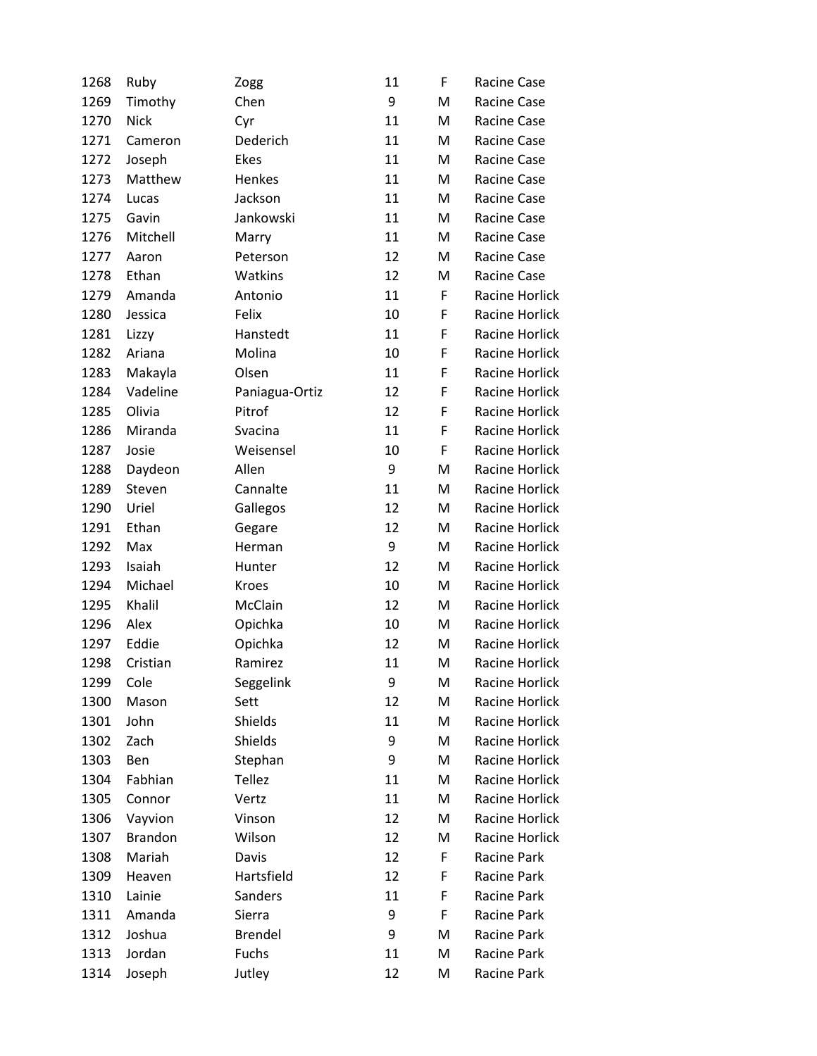| | | | | | |
|---|---|---|---|---|---|
| 1268 | Ruby | Zogg | 11 | F | Racine Case |
| 1269 | Timothy | Chen | 9 | M | Racine Case |
| 1270 | Nick | Cyr | 11 | M | Racine Case |
| 1271 | Cameron | Dederich | 11 | M | Racine Case |
| 1272 | Joseph | Ekes | 11 | M | Racine Case |
| 1273 | Matthew | Henkes | 11 | M | Racine Case |
| 1274 | Lucas | Jackson | 11 | M | Racine Case |
| 1275 | Gavin | Jankowski | 11 | M | Racine Case |
| 1276 | Mitchell | Marry | 11 | M | Racine Case |
| 1277 | Aaron | Peterson | 12 | M | Racine Case |
| 1278 | Ethan | Watkins | 12 | M | Racine Case |
| 1279 | Amanda | Antonio | 11 | F | Racine Horlick |
| 1280 | Jessica | Felix | 10 | F | Racine Horlick |
| 1281 | Lizzy | Hanstedt | 11 | F | Racine Horlick |
| 1282 | Ariana | Molina | 10 | F | Racine Horlick |
| 1283 | Makayla | Olsen | 11 | F | Racine Horlick |
| 1284 | Vadeline | Paniagua-Ortiz | 12 | F | Racine Horlick |
| 1285 | Olivia | Pitrof | 12 | F | Racine Horlick |
| 1286 | Miranda | Svacina | 11 | F | Racine Horlick |
| 1287 | Josie | Weisensel | 10 | F | Racine Horlick |
| 1288 | Daydeon | Allen | 9 | M | Racine Horlick |
| 1289 | Steven | Cannalte | 11 | M | Racine Horlick |
| 1290 | Uriel | Gallegos | 12 | M | Racine Horlick |
| 1291 | Ethan | Gegare | 12 | M | Racine Horlick |
| 1292 | Max | Herman | 9 | M | Racine Horlick |
| 1293 | Isaiah | Hunter | 12 | M | Racine Horlick |
| 1294 | Michael | Kroes | 10 | M | Racine Horlick |
| 1295 | Khalil | McClain | 12 | M | Racine Horlick |
| 1296 | Alex | Opichka | 10 | M | Racine Horlick |
| 1297 | Eddie | Opichka | 12 | M | Racine Horlick |
| 1298 | Cristian | Ramirez | 11 | M | Racine Horlick |
| 1299 | Cole | Seggelink | 9 | M | Racine Horlick |
| 1300 | Mason | Sett | 12 | M | Racine Horlick |
| 1301 | John | Shields | 11 | M | Racine Horlick |
| 1302 | Zach | Shields | 9 | M | Racine Horlick |
| 1303 | Ben | Stephan | 9 | M | Racine Horlick |
| 1304 | Fabhian | Tellez | 11 | M | Racine Horlick |
| 1305 | Connor | Vertz | 11 | M | Racine Horlick |
| 1306 | Vayvion | Vinson | 12 | M | Racine Horlick |
| 1307 | Brandon | Wilson | 12 | M | Racine Horlick |
| 1308 | Mariah | Davis | 12 | F | Racine Park |
| 1309 | Heaven | Hartsfield | 12 | F | Racine Park |
| 1310 | Lainie | Sanders | 11 | F | Racine Park |
| 1311 | Amanda | Sierra | 9 | F | Racine Park |
| 1312 | Joshua | Brendel | 9 | M | Racine Park |
| 1313 | Jordan | Fuchs | 11 | M | Racine Park |
| 1314 | Joseph | Jutley | 12 | M | Racine Park |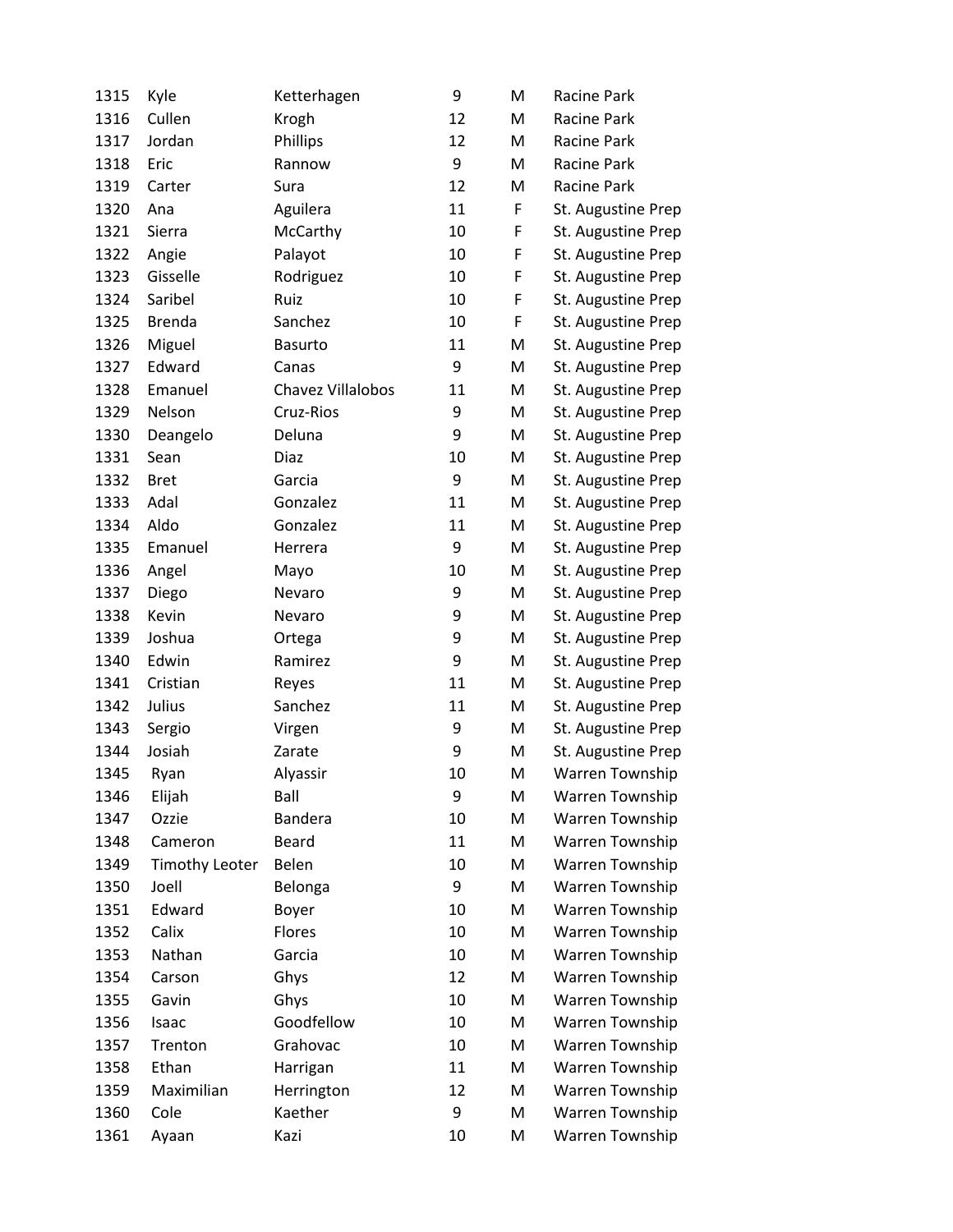| | | | | | |
|---|---|---|---|---|---|
| 1315 | Kyle | Ketterhagen | 9 | M | Racine Park |
| 1316 | Cullen | Krogh | 12 | M | Racine Park |
| 1317 | Jordan | Phillips | 12 | M | Racine Park |
| 1318 | Eric | Rannow | 9 | M | Racine Park |
| 1319 | Carter | Sura | 12 | M | Racine Park |
| 1320 | Ana | Aguilera | 11 | F | St. Augustine Prep |
| 1321 | Sierra | McCarthy | 10 | F | St. Augustine Prep |
| 1322 | Angie | Palayot | 10 | F | St. Augustine Prep |
| 1323 | Gisselle | Rodriguez | 10 | F | St. Augustine Prep |
| 1324 | Saribel | Ruiz | 10 | F | St. Augustine Prep |
| 1325 | Brenda | Sanchez | 10 | F | St. Augustine Prep |
| 1326 | Miguel | Basurto | 11 | M | St. Augustine Prep |
| 1327 | Edward | Canas | 9 | M | St. Augustine Prep |
| 1328 | Emanuel | Chavez Villalobos | 11 | M | St. Augustine Prep |
| 1329 | Nelson | Cruz-Rios | 9 | M | St. Augustine Prep |
| 1330 | Deangelo | Deluna | 9 | M | St. Augustine Prep |
| 1331 | Sean | Diaz | 10 | M | St. Augustine Prep |
| 1332 | Bret | Garcia | 9 | M | St. Augustine Prep |
| 1333 | Adal | Gonzalez | 11 | M | St. Augustine Prep |
| 1334 | Aldo | Gonzalez | 11 | M | St. Augustine Prep |
| 1335 | Emanuel | Herrera | 9 | M | St. Augustine Prep |
| 1336 | Angel | Mayo | 10 | M | St. Augustine Prep |
| 1337 | Diego | Nevaro | 9 | M | St. Augustine Prep |
| 1338 | Kevin | Nevaro | 9 | M | St. Augustine Prep |
| 1339 | Joshua | Ortega | 9 | M | St. Augustine Prep |
| 1340 | Edwin | Ramirez | 9 | M | St. Augustine Prep |
| 1341 | Cristian | Reyes | 11 | M | St. Augustine Prep |
| 1342 | Julius | Sanchez | 11 | M | St. Augustine Prep |
| 1343 | Sergio | Virgen | 9 | M | St. Augustine Prep |
| 1344 | Josiah | Zarate | 9 | M | St. Augustine Prep |
| 1345 | Ryan | Alyassir | 10 | M | Warren Township |
| 1346 | Elijah | Ball | 9 | M | Warren Township |
| 1347 | Ozzie | Bandera | 10 | M | Warren Township |
| 1348 | Cameron | Beard | 11 | M | Warren Township |
| 1349 | Timothy Leoter | Belen | 10 | M | Warren Township |
| 1350 | Joell | Belonga | 9 | M | Warren Township |
| 1351 | Edward | Boyer | 10 | M | Warren Township |
| 1352 | Calix | Flores | 10 | M | Warren Township |
| 1353 | Nathan | Garcia | 10 | M | Warren Township |
| 1354 | Carson | Ghys | 12 | M | Warren Township |
| 1355 | Gavin | Ghys | 10 | M | Warren Township |
| 1356 | Isaac | Goodfellow | 10 | M | Warren Township |
| 1357 | Trenton | Grahovac | 10 | M | Warren Township |
| 1358 | Ethan | Harrigan | 11 | M | Warren Township |
| 1359 | Maximilian | Herrington | 12 | M | Warren Township |
| 1360 | Cole | Kaether | 9 | M | Warren Township |
| 1361 | Ayaan | Kazi | 10 | M | Warren Township |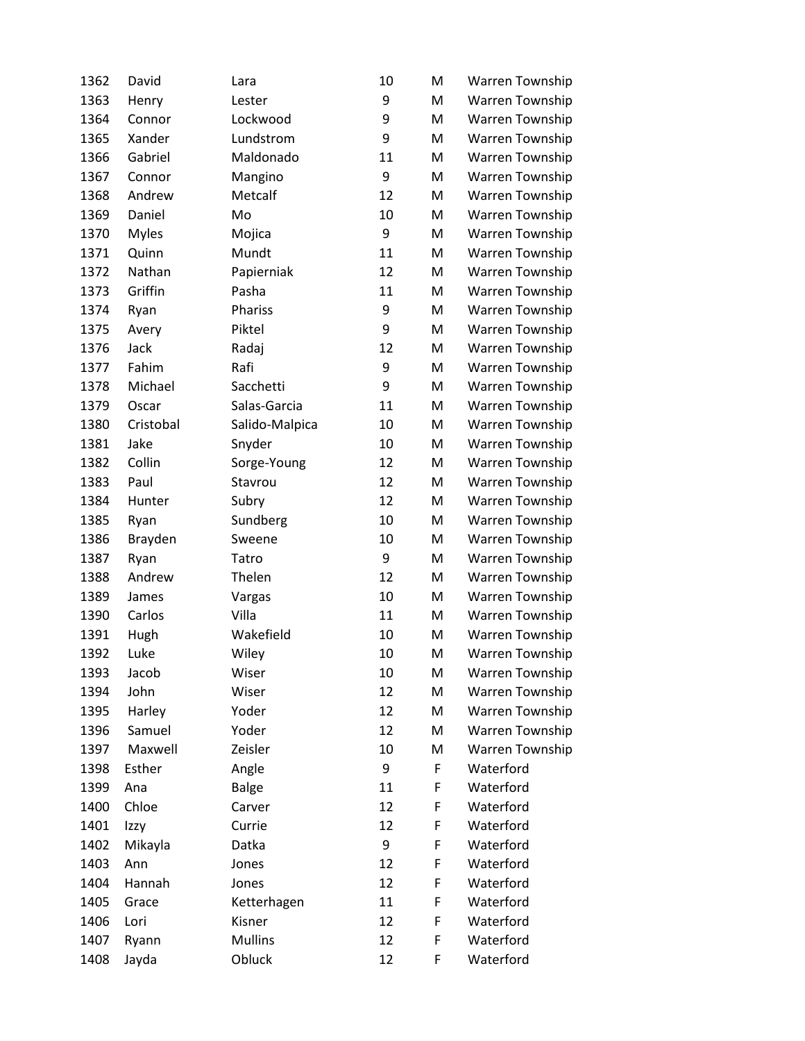| | | | | | |
|---|---|---|---|---|---|
| 1362 | David | Lara | 10 | M | Warren Township |
| 1363 | Henry | Lester | 9 | M | Warren Township |
| 1364 | Connor | Lockwood | 9 | M | Warren Township |
| 1365 | Xander | Lundstrom | 9 | M | Warren Township |
| 1366 | Gabriel | Maldonado | 11 | M | Warren Township |
| 1367 | Connor | Mangino | 9 | M | Warren Township |
| 1368 | Andrew | Metcalf | 12 | M | Warren Township |
| 1369 | Daniel | Mo | 10 | M | Warren Township |
| 1370 | Myles | Mojica | 9 | M | Warren Township |
| 1371 | Quinn | Mundt | 11 | M | Warren Township |
| 1372 | Nathan | Papierniak | 12 | M | Warren Township |
| 1373 | Griffin | Pasha | 11 | M | Warren Township |
| 1374 | Ryan | Phariss | 9 | M | Warren Township |
| 1375 | Avery | Piktel | 9 | M | Warren Township |
| 1376 | Jack | Radaj | 12 | M | Warren Township |
| 1377 | Fahim | Rafi | 9 | M | Warren Township |
| 1378 | Michael | Sacchetti | 9 | M | Warren Township |
| 1379 | Oscar | Salas-Garcia | 11 | M | Warren Township |
| 1380 | Cristobal | Salido-Malpica | 10 | M | Warren Township |
| 1381 | Jake | Snyder | 10 | M | Warren Township |
| 1382 | Collin | Sorge-Young | 12 | M | Warren Township |
| 1383 | Paul | Stavrou | 12 | M | Warren Township |
| 1384 | Hunter | Subry | 12 | M | Warren Township |
| 1385 | Ryan | Sundberg | 10 | M | Warren Township |
| 1386 | Brayden | Sweene | 10 | M | Warren Township |
| 1387 | Ryan | Tatro | 9 | M | Warren Township |
| 1388 | Andrew | Thelen | 12 | M | Warren Township |
| 1389 | James | Vargas | 10 | M | Warren Township |
| 1390 | Carlos | Villa | 11 | M | Warren Township |
| 1391 | Hugh | Wakefield | 10 | M | Warren Township |
| 1392 | Luke | Wiley | 10 | M | Warren Township |
| 1393 | Jacob | Wiser | 10 | M | Warren Township |
| 1394 | John | Wiser | 12 | M | Warren Township |
| 1395 | Harley | Yoder | 12 | M | Warren Township |
| 1396 | Samuel | Yoder | 12 | M | Warren Township |
| 1397 | Maxwell | Zeisler | 10 | M | Warren Township |
| 1398 | Esther | Angle | 9 | F | Waterford |
| 1399 | Ana | Balge | 11 | F | Waterford |
| 1400 | Chloe | Carver | 12 | F | Waterford |
| 1401 | Izzy | Currie | 12 | F | Waterford |
| 1402 | Mikayla | Datka | 9 | F | Waterford |
| 1403 | Ann | Jones | 12 | F | Waterford |
| 1404 | Hannah | Jones | 12 | F | Waterford |
| 1405 | Grace | Ketterhagen | 11 | F | Waterford |
| 1406 | Lori | Kisner | 12 | F | Waterford |
| 1407 | Ryann | Mullins | 12 | F | Waterford |
| 1408 | Jayda | Obluck | 12 | F | Waterford |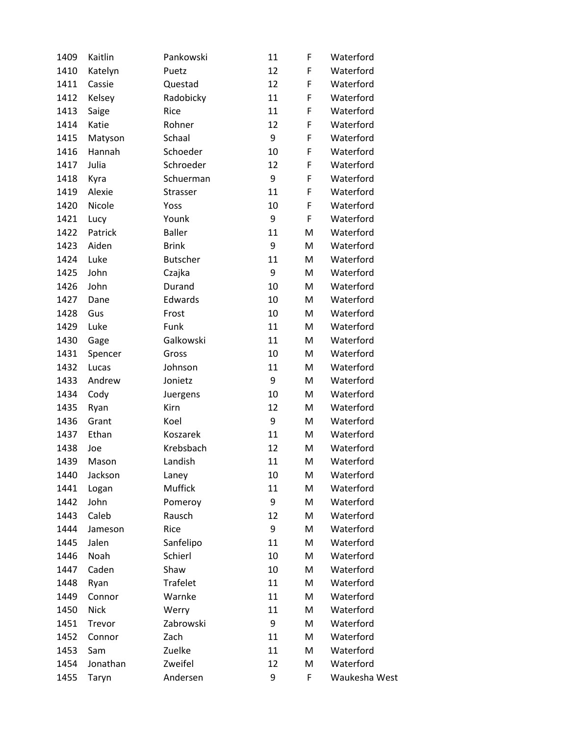| | | | | | |
|---|---|---|---|---|---|
| 1409 | Kaitlin | Pankowski | 11 | F | Waterford |
| 1410 | Katelyn | Puetz | 12 | F | Waterford |
| 1411 | Cassie | Questad | 12 | F | Waterford |
| 1412 | Kelsey | Radobicky | 11 | F | Waterford |
| 1413 | Saige | Rice | 11 | F | Waterford |
| 1414 | Katie | Rohner | 12 | F | Waterford |
| 1415 | Matyson | Schaal | 9 | F | Waterford |
| 1416 | Hannah | Schoeder | 10 | F | Waterford |
| 1417 | Julia | Schroeder | 12 | F | Waterford |
| 1418 | Kyra | Schuerman | 9 | F | Waterford |
| 1419 | Alexie | Strasser | 11 | F | Waterford |
| 1420 | Nicole | Yoss | 10 | F | Waterford |
| 1421 | Lucy | Younk | 9 | F | Waterford |
| 1422 | Patrick | Baller | 11 | M | Waterford |
| 1423 | Aiden | Brink | 9 | M | Waterford |
| 1424 | Luke | Butscher | 11 | M | Waterford |
| 1425 | John | Czajka | 9 | M | Waterford |
| 1426 | John | Durand | 10 | M | Waterford |
| 1427 | Dane | Edwards | 10 | M | Waterford |
| 1428 | Gus | Frost | 10 | M | Waterford |
| 1429 | Luke | Funk | 11 | M | Waterford |
| 1430 | Gage | Galkowski | 11 | M | Waterford |
| 1431 | Spencer | Gross | 10 | M | Waterford |
| 1432 | Lucas | Johnson | 11 | M | Waterford |
| 1433 | Andrew | Jonietz | 9 | M | Waterford |
| 1434 | Cody | Juergens | 10 | M | Waterford |
| 1435 | Ryan | Kirn | 12 | M | Waterford |
| 1436 | Grant | Koel | 9 | M | Waterford |
| 1437 | Ethan | Koszarek | 11 | M | Waterford |
| 1438 | Joe | Krebsbach | 12 | M | Waterford |
| 1439 | Mason | Landish | 11 | M | Waterford |
| 1440 | Jackson | Laney | 10 | M | Waterford |
| 1441 | Logan | Muffick | 11 | M | Waterford |
| 1442 | John | Pomeroy | 9 | M | Waterford |
| 1443 | Caleb | Rausch | 12 | M | Waterford |
| 1444 | Jameson | Rice | 9 | M | Waterford |
| 1445 | Jalen | Sanfelipo | 11 | M | Waterford |
| 1446 | Noah | Schierl | 10 | M | Waterford |
| 1447 | Caden | Shaw | 10 | M | Waterford |
| 1448 | Ryan | Trafelet | 11 | M | Waterford |
| 1449 | Connor | Warnke | 11 | M | Waterford |
| 1450 | Nick | Werry | 11 | M | Waterford |
| 1451 | Trevor | Zabrowski | 9 | M | Waterford |
| 1452 | Connor | Zach | 11 | M | Waterford |
| 1453 | Sam | Zuelke | 11 | M | Waterford |
| 1454 | Jonathan | Zweifel | 12 | M | Waterford |
| 1455 | Taryn | Andersen | 9 | F | Waukesha West |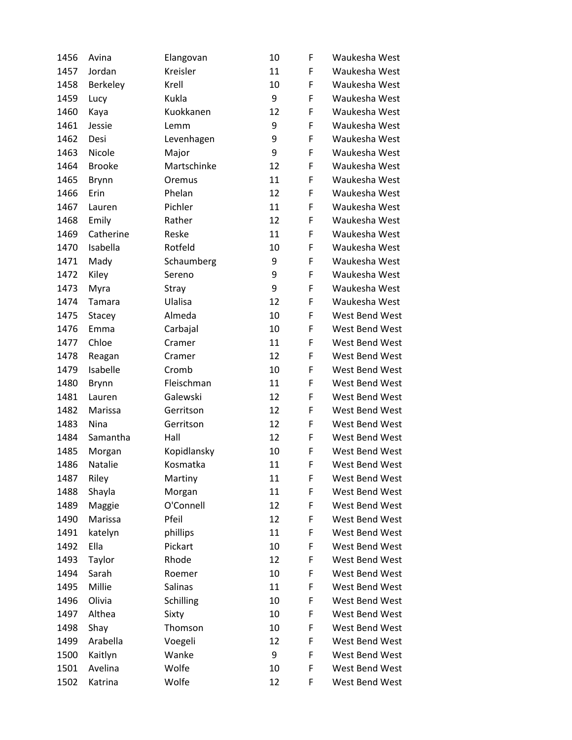| | | | | | |
|---|---|---|---|---|---|
| 1456 | Avina | Elangovan | 10 | F | Waukesha West |
| 1457 | Jordan | Kreisler | 11 | F | Waukesha West |
| 1458 | Berkeley | Krell | 10 | F | Waukesha West |
| 1459 | Lucy | Kukla | 9 | F | Waukesha West |
| 1460 | Kaya | Kuokkanen | 12 | F | Waukesha West |
| 1461 | Jessie | Lemm | 9 | F | Waukesha West |
| 1462 | Desi | Levenhagen | 9 | F | Waukesha West |
| 1463 | Nicole | Major | 9 | F | Waukesha West |
| 1464 | Brooke | Martschinke | 12 | F | Waukesha West |
| 1465 | Brynn | Oremus | 11 | F | Waukesha West |
| 1466 | Erin | Phelan | 12 | F | Waukesha West |
| 1467 | Lauren | Pichler | 11 | F | Waukesha West |
| 1468 | Emily | Rather | 12 | F | Waukesha West |
| 1469 | Catherine | Reske | 11 | F | Waukesha West |
| 1470 | Isabella | Rotfeld | 10 | F | Waukesha West |
| 1471 | Mady | Schaumberg | 9 | F | Waukesha West |
| 1472 | Kiley | Sereno | 9 | F | Waukesha West |
| 1473 | Myra | Stray | 9 | F | Waukesha West |
| 1474 | Tamara | Ulalisa | 12 | F | Waukesha West |
| 1475 | Stacey | Almeda | 10 | F | West Bend West |
| 1476 | Emma | Carbajal | 10 | F | West Bend West |
| 1477 | Chloe | Cramer | 11 | F | West Bend West |
| 1478 | Reagan | Cramer | 12 | F | West Bend West |
| 1479 | Isabelle | Cromb | 10 | F | West Bend West |
| 1480 | Brynn | Fleischman | 11 | F | West Bend West |
| 1481 | Lauren | Galewski | 12 | F | West Bend West |
| 1482 | Marissa | Gerritson | 12 | F | West Bend West |
| 1483 | Nina | Gerritson | 12 | F | West Bend West |
| 1484 | Samantha | Hall | 12 | F | West Bend West |
| 1485 | Morgan | Kopidlansky | 10 | F | West Bend West |
| 1486 | Natalie | Kosmatka | 11 | F | West Bend West |
| 1487 | Riley | Martiny | 11 | F | West Bend West |
| 1488 | Shayla | Morgan | 11 | F | West Bend West |
| 1489 | Maggie | O'Connell | 12 | F | West Bend West |
| 1490 | Marissa | Pfeil | 12 | F | West Bend West |
| 1491 | katelyn | phillips | 11 | F | West Bend West |
| 1492 | Ella | Pickart | 10 | F | West Bend West |
| 1493 | Taylor | Rhode | 12 | F | West Bend West |
| 1494 | Sarah | Roemer | 10 | F | West Bend West |
| 1495 | Millie | Salinas | 11 | F | West Bend West |
| 1496 | Olivia | Schilling | 10 | F | West Bend West |
| 1497 | Althea | Sixty | 10 | F | West Bend West |
| 1498 | Shay | Thomson | 10 | F | West Bend West |
| 1499 | Arabella | Voegeli | 12 | F | West Bend West |
| 1500 | Kaitlyn | Wanke | 9 | F | West Bend West |
| 1501 | Avelina | Wolfe | 10 | F | West Bend West |
| 1502 | Katrina | Wolfe | 12 | F | West Bend West |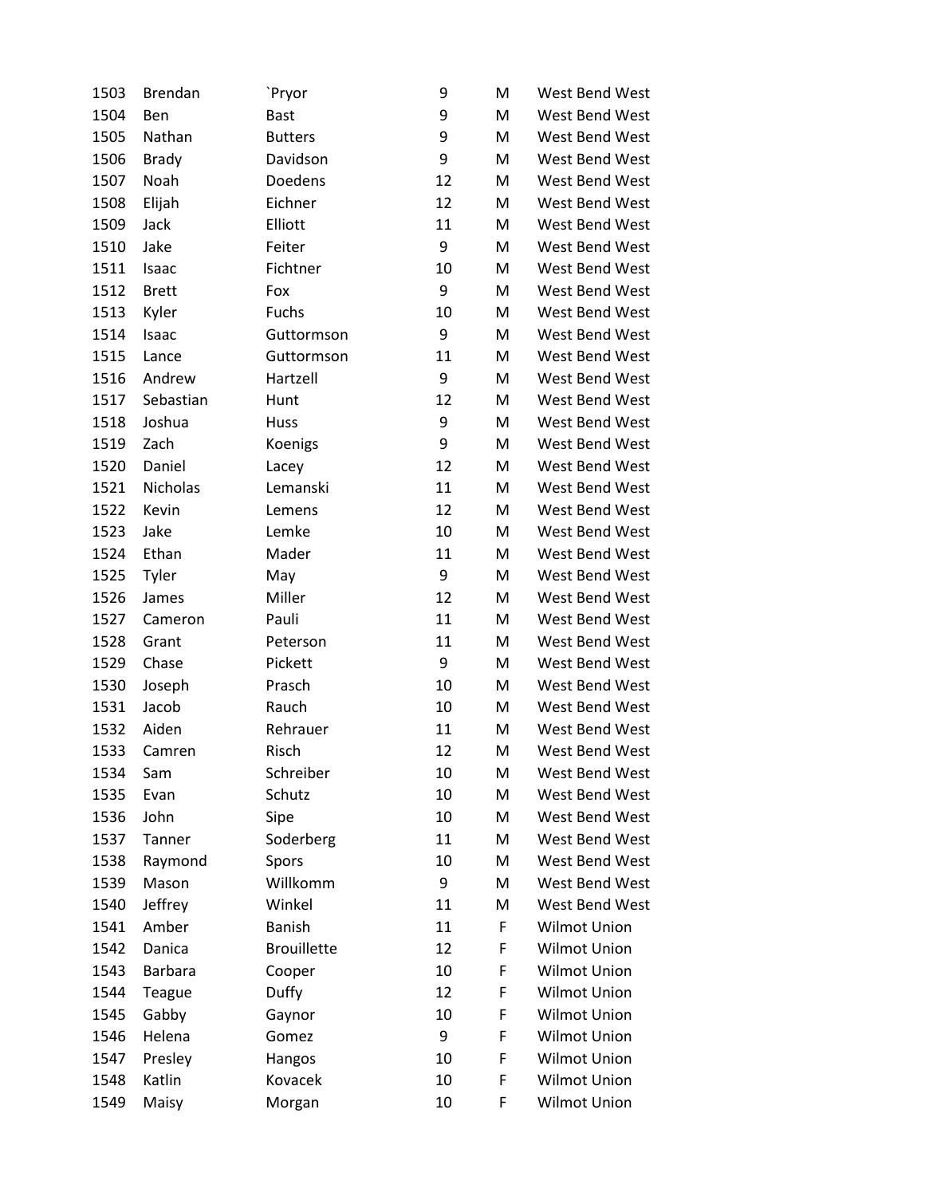| 1503 | Brendan | `Pryor | 9 | M | West Bend West |
|---|---|---|---|---|---|
| 1504 | Ben | Bast | 9 | M | West Bend West |
| 1505 | Nathan | Butters | 9 | M | West Bend West |
| 1506 | Brady | Davidson | 9 | M | West Bend West |
| 1507 | Noah | Doedens | 12 | M | West Bend West |
| 1508 | Elijah | Eichner | 12 | M | West Bend West |
| 1509 | Jack | Elliott | 11 | M | West Bend West |
| 1510 | Jake | Feiter | 9 | M | West Bend West |
| 1511 | Isaac | Fichtner | 10 | M | West Bend West |
| 1512 | Brett | Fox | 9 | M | West Bend West |
| 1513 | Kyler | Fuchs | 10 | M | West Bend West |
| 1514 | Isaac | Guttormson | 9 | M | West Bend West |
| 1515 | Lance | Guttormson | 11 | M | West Bend West |
| 1516 | Andrew | Hartzell | 9 | M | West Bend West |
| 1517 | Sebastian | Hunt | 12 | M | West Bend West |
| 1518 | Joshua | Huss | 9 | M | West Bend West |
| 1519 | Zach | Koenigs | 9 | M | West Bend West |
| 1520 | Daniel | Lacey | 12 | M | West Bend West |
| 1521 | Nicholas | Lemanski | 11 | M | West Bend West |
| 1522 | Kevin | Lemens | 12 | M | West Bend West |
| 1523 | Jake | Lemke | 10 | M | West Bend West |
| 1524 | Ethan | Mader | 11 | M | West Bend West |
| 1525 | Tyler | May | 9 | M | West Bend West |
| 1526 | James | Miller | 12 | M | West Bend West |
| 1527 | Cameron | Pauli | 11 | M | West Bend West |
| 1528 | Grant | Peterson | 11 | M | West Bend West |
| 1529 | Chase | Pickett | 9 | M | West Bend West |
| 1530 | Joseph | Prasch | 10 | M | West Bend West |
| 1531 | Jacob | Rauch | 10 | M | West Bend West |
| 1532 | Aiden | Rehrauer | 11 | M | West Bend West |
| 1533 | Camren | Risch | 12 | M | West Bend West |
| 1534 | Sam | Schreiber | 10 | M | West Bend West |
| 1535 | Evan | Schutz | 10 | M | West Bend West |
| 1536 | John | Sipe | 10 | M | West Bend West |
| 1537 | Tanner | Soderberg | 11 | M | West Bend West |
| 1538 | Raymond | Spors | 10 | M | West Bend West |
| 1539 | Mason | Willkomm | 9 | M | West Bend West |
| 1540 | Jeffrey | Winkel | 11 | M | West Bend West |
| 1541 | Amber | Banish | 11 | F | Wilmot Union |
| 1542 | Danica | Brouillette | 12 | F | Wilmot Union |
| 1543 | Barbara | Cooper | 10 | F | Wilmot Union |
| 1544 | Teague | Duffy | 12 | F | Wilmot Union |
| 1545 | Gabby | Gaynor | 10 | F | Wilmot Union |
| 1546 | Helena | Gomez | 9 | F | Wilmot Union |
| 1547 | Presley | Hangos | 10 | F | Wilmot Union |
| 1548 | Katlin | Kovacek | 10 | F | Wilmot Union |
| 1549 | Maisy | Morgan | 10 | F | Wilmot Union |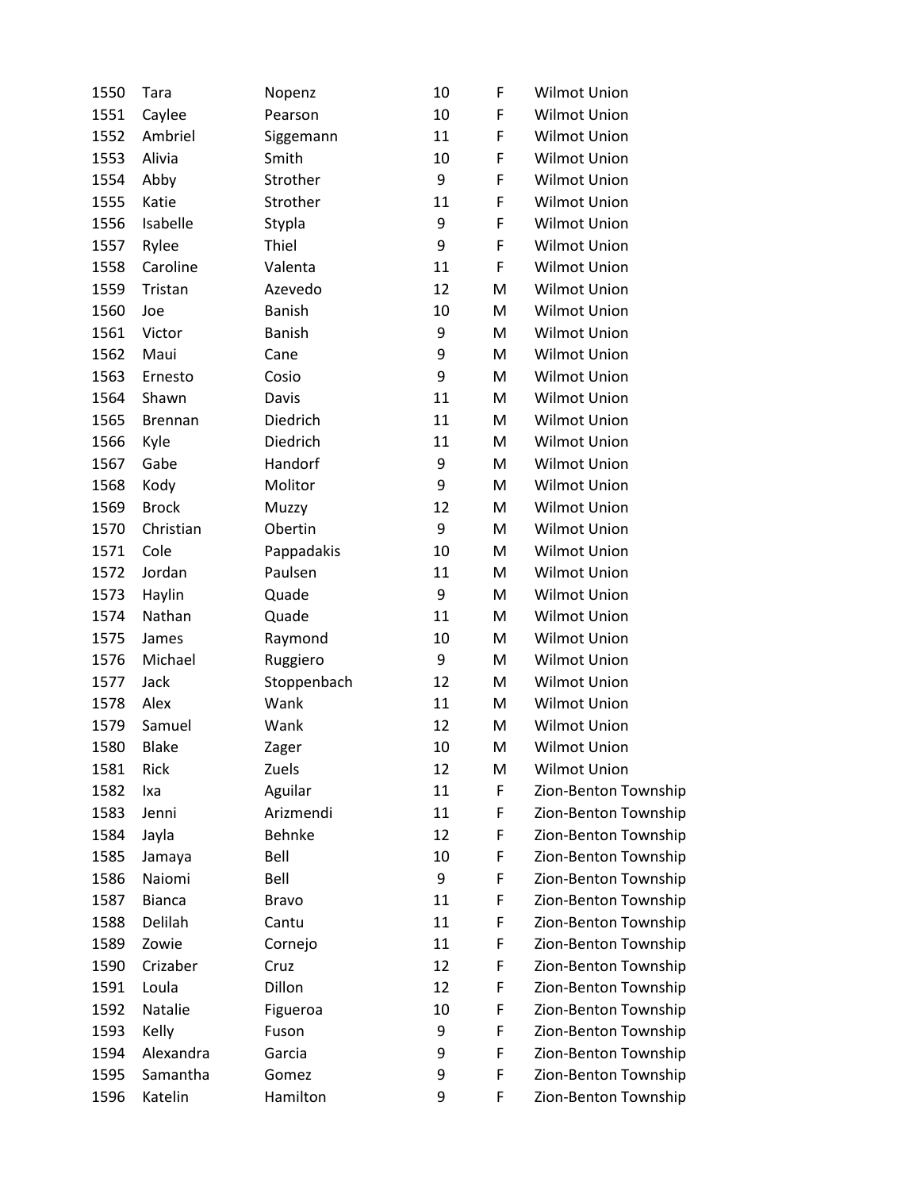| | | | | | |
|---|---|---|---|---|---|
| 1550 | Tara | Nopenz | 10 | F | Wilmot Union |
| 1551 | Caylee | Pearson | 10 | F | Wilmot Union |
| 1552 | Ambriel | Siggemann | 11 | F | Wilmot Union |
| 1553 | Alivia | Smith | 10 | F | Wilmot Union |
| 1554 | Abby | Strother | 9 | F | Wilmot Union |
| 1555 | Katie | Strother | 11 | F | Wilmot Union |
| 1556 | Isabelle | Stypla | 9 | F | Wilmot Union |
| 1557 | Rylee | Thiel | 9 | F | Wilmot Union |
| 1558 | Caroline | Valenta | 11 | F | Wilmot Union |
| 1559 | Tristan | Azevedo | 12 | M | Wilmot Union |
| 1560 | Joe | Banish | 10 | M | Wilmot Union |
| 1561 | Victor | Banish | 9 | M | Wilmot Union |
| 1562 | Maui | Cane | 9 | M | Wilmot Union |
| 1563 | Ernesto | Cosio | 9 | M | Wilmot Union |
| 1564 | Shawn | Davis | 11 | M | Wilmot Union |
| 1565 | Brennan | Diedrich | 11 | M | Wilmot Union |
| 1566 | Kyle | Diedrich | 11 | M | Wilmot Union |
| 1567 | Gabe | Handorf | 9 | M | Wilmot Union |
| 1568 | Kody | Molitor | 9 | M | Wilmot Union |
| 1569 | Brock | Muzzy | 12 | M | Wilmot Union |
| 1570 | Christian | Obertin | 9 | M | Wilmot Union |
| 1571 | Cole | Pappadakis | 10 | M | Wilmot Union |
| 1572 | Jordan | Paulsen | 11 | M | Wilmot Union |
| 1573 | Haylin | Quade | 9 | M | Wilmot Union |
| 1574 | Nathan | Quade | 11 | M | Wilmot Union |
| 1575 | James | Raymond | 10 | M | Wilmot Union |
| 1576 | Michael | Ruggiero | 9 | M | Wilmot Union |
| 1577 | Jack | Stoppenbach | 12 | M | Wilmot Union |
| 1578 | Alex | Wank | 11 | M | Wilmot Union |
| 1579 | Samuel | Wank | 12 | M | Wilmot Union |
| 1580 | Blake | Zager | 10 | M | Wilmot Union |
| 1581 | Rick | Zuels | 12 | M | Wilmot Union |
| 1582 | Ixa | Aguilar | 11 | F | Zion-Benton Township |
| 1583 | Jenni | Arizmendi | 11 | F | Zion-Benton Township |
| 1584 | Jayla | Behnke | 12 | F | Zion-Benton Township |
| 1585 | Jamaya | Bell | 10 | F | Zion-Benton Township |
| 1586 | Naiomi | Bell | 9 | F | Zion-Benton Township |
| 1587 | Bianca | Bravo | 11 | F | Zion-Benton Township |
| 1588 | Delilah | Cantu | 11 | F | Zion-Benton Township |
| 1589 | Zowie | Cornejo | 11 | F | Zion-Benton Township |
| 1590 | Crizaber | Cruz | 12 | F | Zion-Benton Township |
| 1591 | Loula | Dillon | 12 | F | Zion-Benton Township |
| 1592 | Natalie | Figueroa | 10 | F | Zion-Benton Township |
| 1593 | Kelly | Fuson | 9 | F | Zion-Benton Township |
| 1594 | Alexandra | Garcia | 9 | F | Zion-Benton Township |
| 1595 | Samantha | Gomez | 9 | F | Zion-Benton Township |
| 1596 | Katelin | Hamilton | 9 | F | Zion-Benton Township |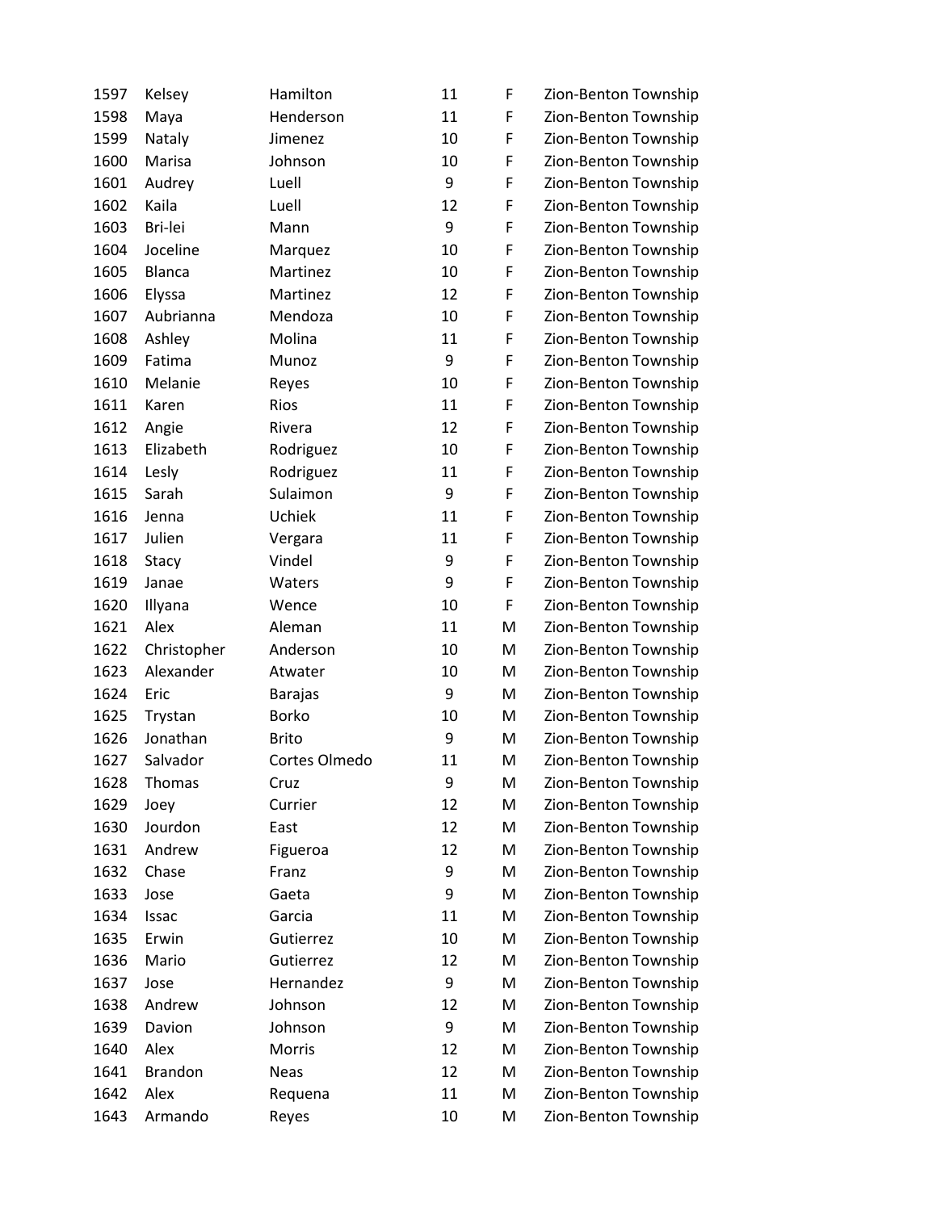| | | | | | |
|---|---|---|---|---|---|
| 1597 | Kelsey | Hamilton | 11 | F | Zion-Benton Township |
| 1598 | Maya | Henderson | 11 | F | Zion-Benton Township |
| 1599 | Nataly | Jimenez | 10 | F | Zion-Benton Township |
| 1600 | Marisa | Johnson | 10 | F | Zion-Benton Township |
| 1601 | Audrey | Luell | 9 | F | Zion-Benton Township |
| 1602 | Kaila | Luell | 12 | F | Zion-Benton Township |
| 1603 | Bri-lei | Mann | 9 | F | Zion-Benton Township |
| 1604 | Joceline | Marquez | 10 | F | Zion-Benton Township |
| 1605 | Blanca | Martinez | 10 | F | Zion-Benton Township |
| 1606 | Elyssa | Martinez | 12 | F | Zion-Benton Township |
| 1607 | Aubrianna | Mendoza | 10 | F | Zion-Benton Township |
| 1608 | Ashley | Molina | 11 | F | Zion-Benton Township |
| 1609 | Fatima | Munoz | 9 | F | Zion-Benton Township |
| 1610 | Melanie | Reyes | 10 | F | Zion-Benton Township |
| 1611 | Karen | Rios | 11 | F | Zion-Benton Township |
| 1612 | Angie | Rivera | 12 | F | Zion-Benton Township |
| 1613 | Elizabeth | Rodriguez | 10 | F | Zion-Benton Township |
| 1614 | Lesly | Rodriguez | 11 | F | Zion-Benton Township |
| 1615 | Sarah | Sulaimon | 9 | F | Zion-Benton Township |
| 1616 | Jenna | Uchiek | 11 | F | Zion-Benton Township |
| 1617 | Julien | Vergara | 11 | F | Zion-Benton Township |
| 1618 | Stacy | Vindel | 9 | F | Zion-Benton Township |
| 1619 | Janae | Waters | 9 | F | Zion-Benton Township |
| 1620 | Illyana | Wence | 10 | F | Zion-Benton Township |
| 1621 | Alex | Aleman | 11 | M | Zion-Benton Township |
| 1622 | Christopher | Anderson | 10 | M | Zion-Benton Township |
| 1623 | Alexander | Atwater | 10 | M | Zion-Benton Township |
| 1624 | Eric | Barajas | 9 | M | Zion-Benton Township |
| 1625 | Trystan | Borko | 10 | M | Zion-Benton Township |
| 1626 | Jonathan | Brito | 9 | M | Zion-Benton Township |
| 1627 | Salvador | Cortes Olmedo | 11 | M | Zion-Benton Township |
| 1628 | Thomas | Cruz | 9 | M | Zion-Benton Township |
| 1629 | Joey | Currier | 12 | M | Zion-Benton Township |
| 1630 | Jourdon | East | 12 | M | Zion-Benton Township |
| 1631 | Andrew | Figueroa | 12 | M | Zion-Benton Township |
| 1632 | Chase | Franz | 9 | M | Zion-Benton Township |
| 1633 | Jose | Gaeta | 9 | M | Zion-Benton Township |
| 1634 | Issac | Garcia | 11 | M | Zion-Benton Township |
| 1635 | Erwin | Gutierrez | 10 | M | Zion-Benton Township |
| 1636 | Mario | Gutierrez | 12 | M | Zion-Benton Township |
| 1637 | Jose | Hernandez | 9 | M | Zion-Benton Township |
| 1638 | Andrew | Johnson | 12 | M | Zion-Benton Township |
| 1639 | Davion | Johnson | 9 | M | Zion-Benton Township |
| 1640 | Alex | Morris | 12 | M | Zion-Benton Township |
| 1641 | Brandon | Neas | 12 | M | Zion-Benton Township |
| 1642 | Alex | Requena | 11 | M | Zion-Benton Township |
| 1643 | Armando | Reyes | 10 | M | Zion-Benton Township |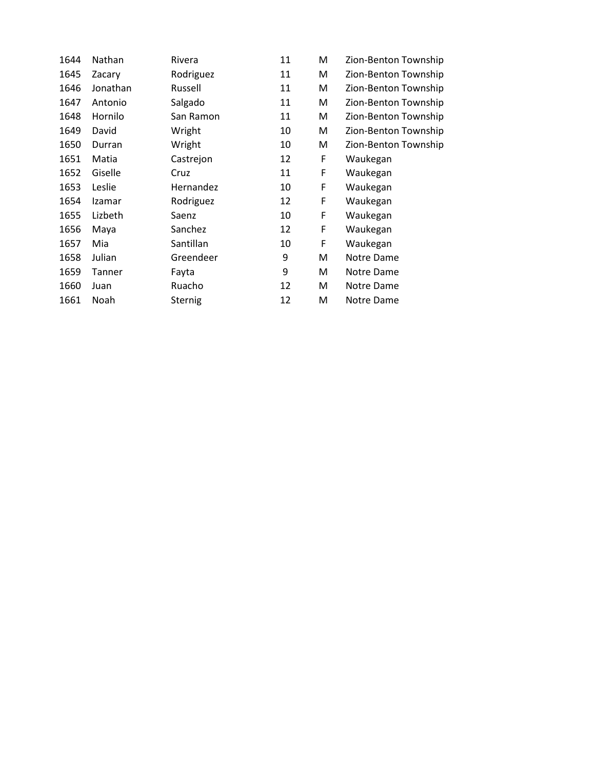| | | | | | |
|---|---|---|---|---|---|
| 1644 | Nathan | Rivera | 11 | M | Zion-Benton Township |
| 1645 | Zacary | Rodriguez | 11 | M | Zion-Benton Township |
| 1646 | Jonathan | Russell | 11 | M | Zion-Benton Township |
| 1647 | Antonio | Salgado | 11 | M | Zion-Benton Township |
| 1648 | Hornilo | San Ramon | 11 | M | Zion-Benton Township |
| 1649 | David | Wright | 10 | M | Zion-Benton Township |
| 1650 | Durran | Wright | 10 | M | Zion-Benton Township |
| 1651 | Matia | Castrejon | 12 | F | Waukegan |
| 1652 | Giselle | Cruz | 11 | F | Waukegan |
| 1653 | Leslie | Hernandez | 10 | F | Waukegan |
| 1654 | Izamar | Rodriguez | 12 | F | Waukegan |
| 1655 | Lizbeth | Saenz | 10 | F | Waukegan |
| 1656 | Maya | Sanchez | 12 | F | Waukegan |
| 1657 | Mia | Santillan | 10 | F | Waukegan |
| 1658 | Julian | Greendeer | 9 | M | Notre Dame |
| 1659 | Tanner | Fayta | 9 | M | Notre Dame |
| 1660 | Juan | Ruacho | 12 | M | Notre Dame |
| 1661 | Noah | Sternig | 12 | M | Notre Dame |